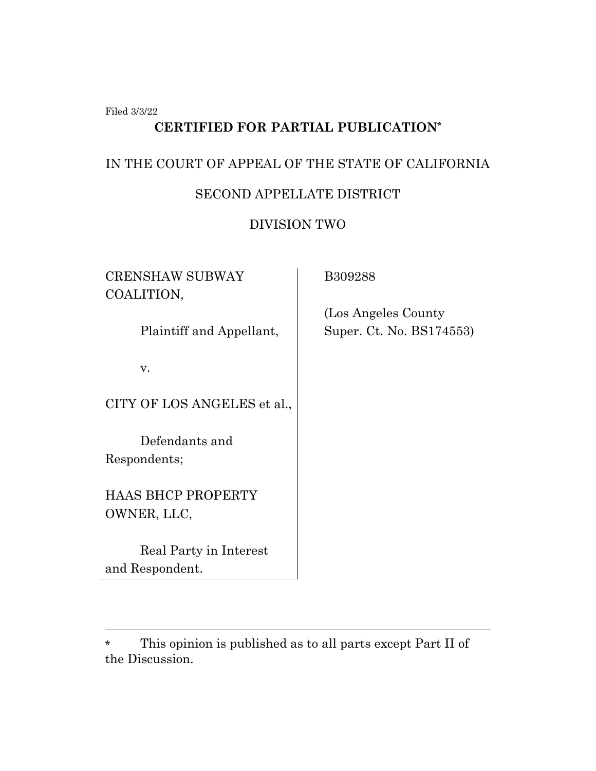Filed 3/3/22

**CERTIFIED FOR PARTIAL PUBLICATION***

IN THE COURT OF APPEAL OF THE STATE OF CALIFORNIA

SECOND APPELLATE DISTRICT

DIVISION TWO

| | |
|---|---|
| CRENSHAW SUBWAY COALITION,<br><br>Plaintiff and Appellant,<br><br>v.<br><br>CITY OF LOS ANGELES et al.,<br><br>Defendants and Respondents;<br><br>HAAS BHCP PROPERTY OWNER, LLC,<br><br>Real Party in Interest and Respondent. | B309288<br><br>(Los Angeles County Super. Ct. No. BS174553) |

---

* This opinion is published as to all parts except Part II of the Discussion.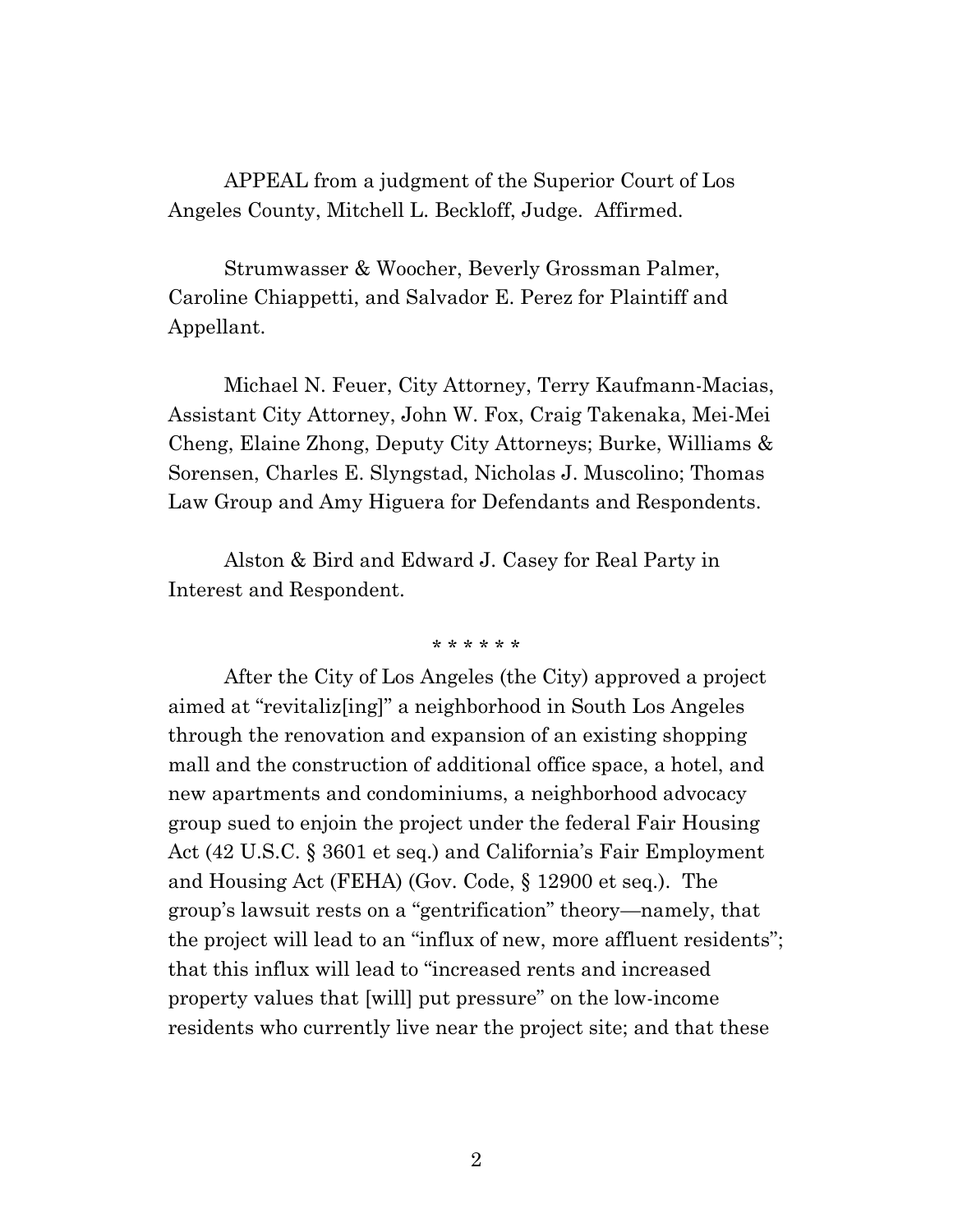APPEAL from a judgment of the Superior Court of Los Angeles County, Mitchell L. Beckloff, Judge. Affirmed.

Strumwasser & Woocher, Beverly Grossman Palmer, Caroline Chiappetti, and Salvador E. Perez for Plaintiff and Appellant.

Michael N. Feuer, City Attorney, Terry Kaufmann-Macias, Assistant City Attorney, John W. Fox, Craig Takenaka, Mei-Mei Cheng, Elaine Zhong, Deputy City Attorneys; Burke, Williams & Sorensen, Charles E. Slyngstad, Nicholas J. Muscolino; Thomas Law Group and Amy Higuera for Defendants and Respondents.

Alston & Bird and Edward J. Casey for Real Party in Interest and Respondent.

\* \* \* \* \* \*

After the City of Los Angeles (the City) approved a project aimed at "revitaliz[ing]" a neighborhood in South Los Angeles through the renovation and expansion of an existing shopping mall and the construction of additional office space, a hotel, and new apartments and condominiums, a neighborhood advocacy group sued to enjoin the project under the federal Fair Housing Act (42 U.S.C. § 3601 et seq.) and California's Fair Employment and Housing Act (FEHA) (Gov. Code, § 12900 et seq.). The group's lawsuit rests on a "gentrification" theory—namely, that the project will lead to an "influx of new, more affluent residents"; that this influx will lead to "increased rents and increased property values that [will] put pressure" on the low-income residents who currently live near the project site; and that these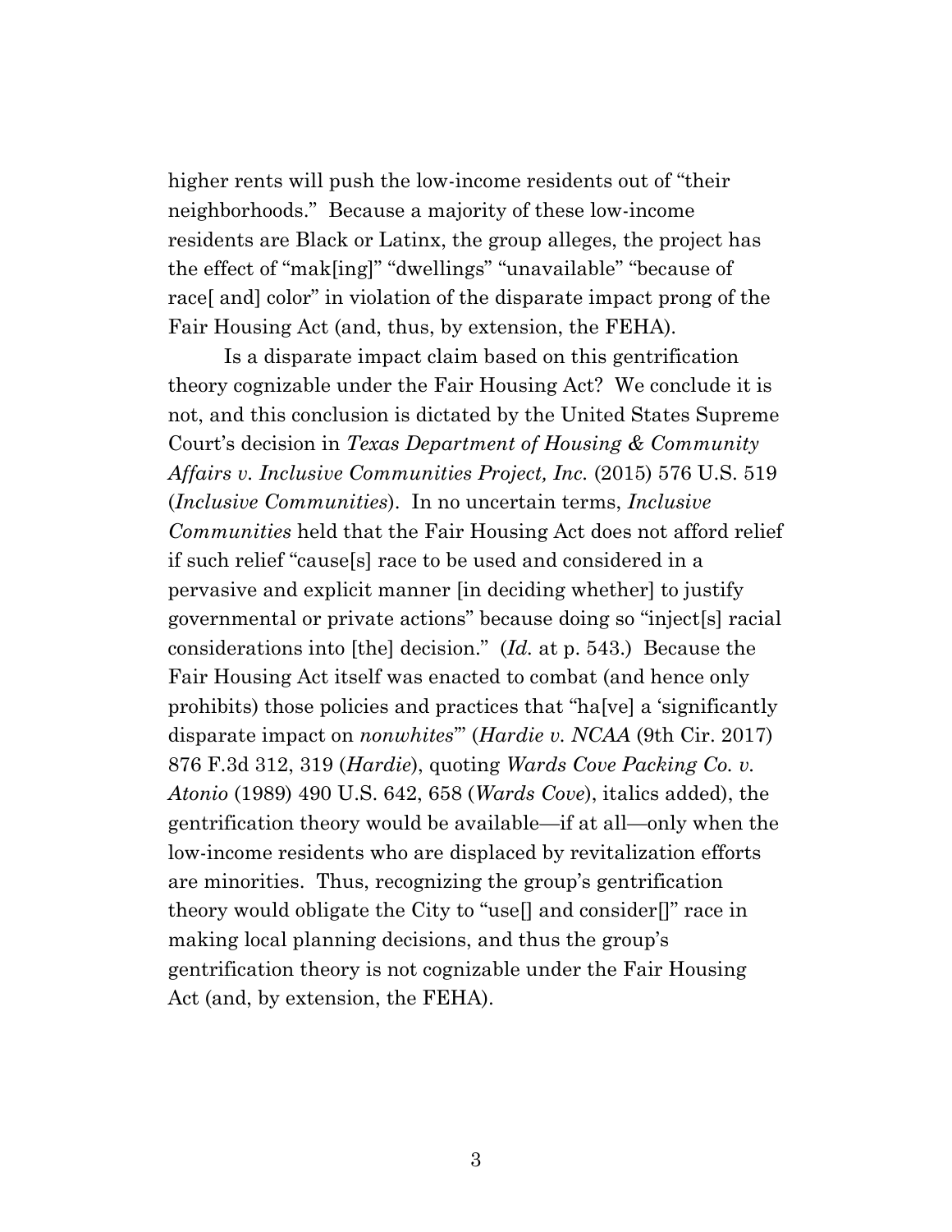higher rents will push the low-income residents out of "their neighborhoods." Because a majority of these low-income residents are Black or Latinx, the group alleges, the project has the effect of "mak[ing]" "dwellings" "unavailable" "because of race[ and] color" in violation of the disparate impact prong of the Fair Housing Act (and, thus, by extension, the FEHA).

Is a disparate impact claim based on this gentrification theory cognizable under the Fair Housing Act? We conclude it is not, and this conclusion is dictated by the United States Supreme Court's decision in *Texas Department of Housing & Community Affairs v. Inclusive Communities Project, Inc.* (2015) 576 U.S. 519 (*Inclusive Communities*). In no uncertain terms, *Inclusive Communities* held that the Fair Housing Act does not afford relief if such relief "cause[s] race to be used and considered in a pervasive and explicit manner [in deciding whether] to justify governmental or private actions" because doing so "inject[s] racial considerations into [the] decision." (*Id.* at p. 543.) Because the Fair Housing Act itself was enacted to combat (and hence only prohibits) those policies and practices that "ha[ve] a 'significantly disparate impact on *nonwhites*'" (*Hardie v. NCAA* (9th Cir. 2017) 876 F.3d 312, 319 (*Hardie*), quoting *Wards Cove Packing Co. v. Atonio* (1989) 490 U.S. 642, 658 (*Wards Cove*), italics added), the gentrification theory would be available—if at all—only when the low-income residents who are displaced by revitalization efforts are minorities. Thus, recognizing the group's gentrification theory would obligate the City to "use[] and consider[]" race in making local planning decisions, and thus the group's gentrification theory is not cognizable under the Fair Housing Act (and, by extension, the FEHA).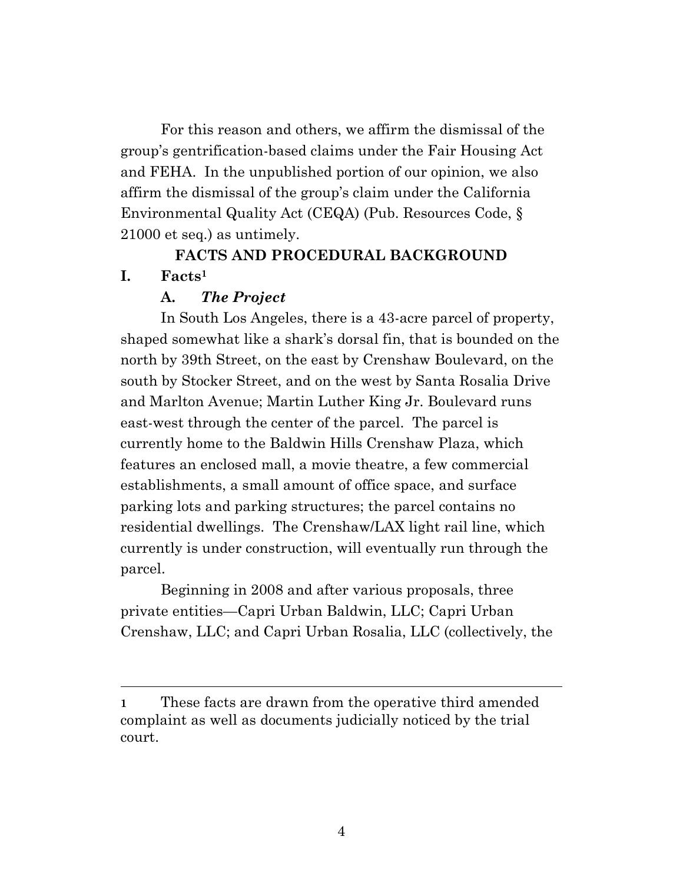For this reason and others, we affirm the dismissal of the group's gentrification-based claims under the Fair Housing Act and FEHA. In the unpublished portion of our opinion, we also affirm the dismissal of the group's claim under the California Environmental Quality Act (CEQA) (Pub. Resources Code, § 21000 et seq.) as untimely.

## FACTS AND PROCEDURAL BACKGROUND

### I. Facts[1]

#### A. *The Project*

In South Los Angeles, there is a 43-acre parcel of property, shaped somewhat like a shark's dorsal fin, that is bounded on the north by 39th Street, on the east by Crenshaw Boulevard, on the south by Stocker Street, and on the west by Santa Rosalia Drive and Marlton Avenue; Martin Luther King Jr. Boulevard runs east-west through the center of the parcel. The parcel is currently home to the Baldwin Hills Crenshaw Plaza, which features an enclosed mall, a movie theatre, a few commercial establishments, a small amount of office space, and surface parking lots and parking structures; the parcel contains no residential dwellings. The Crenshaw/LAX light rail line, which currently is under construction, will eventually run through the parcel.

Beginning in 2008 and after various proposals, three private entities—Capri Urban Baldwin, LLC; Capri Urban Crenshaw, LLC; and Capri Urban Rosalia, LLC (collectively, the

---

[1] These facts are drawn from the operative third amended complaint as well as documents judicially noticed by the trial court.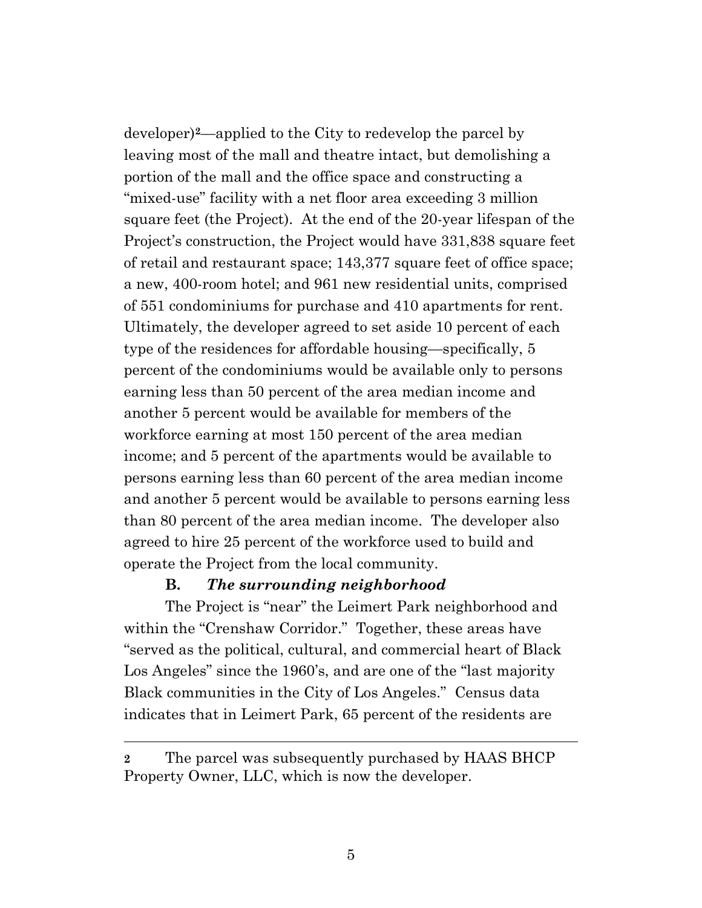developer)[2]—applied to the City to redevelop the parcel by leaving most of the mall and theatre intact, but demolishing a portion of the mall and the office space and constructing a "mixed-use" facility with a net floor area exceeding 3 million square feet (the Project). At the end of the 20-year lifespan of the Project's construction, the Project would have 331,838 square feet of retail and restaurant space; 143,377 square feet of office space; a new, 400-room hotel; and 961 new residential units, comprised of 551 condominiums for purchase and 410 apartments for rent. Ultimately, the developer agreed to set aside 10 percent of each type of the residences for affordable housing—specifically, 5 percent of the condominiums would be available only to persons earning less than 50 percent of the area median income and another 5 percent would be available for members of the workforce earning at most 150 percent of the area median income; and 5 percent of the apartments would be available to persons earning less than 60 percent of the area median income and another 5 percent would be available to persons earning less than 80 percent of the area median income. The developer also agreed to hire 25 percent of the workforce used to build and operate the Project from the local community.

**B. *The surrounding neighborhood***

The Project is "near" the Leimert Park neighborhood and within the "Crenshaw Corridor." Together, these areas have "served as the political, cultural, and commercial heart of Black Los Angeles" since the 1960's, and are one of the "last majority Black communities in the City of Los Angeles." Census data indicates that in Leimert Park, 65 percent of the residents are

---

[2] The parcel was subsequently purchased by HAAS BHCP Property Owner, LLC, which is now the developer.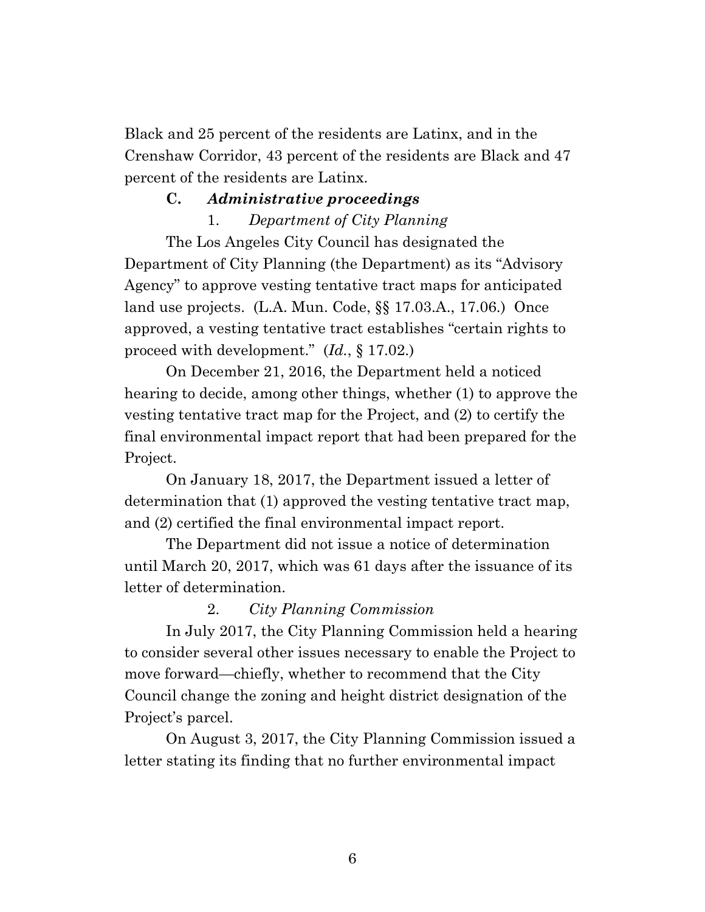Black and 25 percent of the residents are Latinx, and in the Crenshaw Corridor, 43 percent of the residents are Black and 47 percent of the residents are Latinx.

### C. *Administrative proceedings*

#### 1. *Department of City Planning*

The Los Angeles City Council has designated the Department of City Planning (the Department) as its "Advisory Agency" to approve vesting tentative tract maps for anticipated land use projects. (L.A. Mun. Code, §§ 17.03.A., 17.06.) Once approved, a vesting tentative tract establishes "certain rights to proceed with development." (*Id.*, § 17.02.)

On December 21, 2016, the Department held a noticed hearing to decide, among other things, whether (1) to approve the vesting tentative tract map for the Project, and (2) to certify the final environmental impact report that had been prepared for the Project.

On January 18, 2017, the Department issued a letter of determination that (1) approved the vesting tentative tract map, and (2) certified the final environmental impact report.

The Department did not issue a notice of determination until March 20, 2017, which was 61 days after the issuance of its letter of determination.

#### 2. *City Planning Commission*

In July 2017, the City Planning Commission held a hearing to consider several other issues necessary to enable the Project to move forward—chiefly, whether to recommend that the City Council change the zoning and height district designation of the Project's parcel.

On August 3, 2017, the City Planning Commission issued a letter stating its finding that no further environmental impact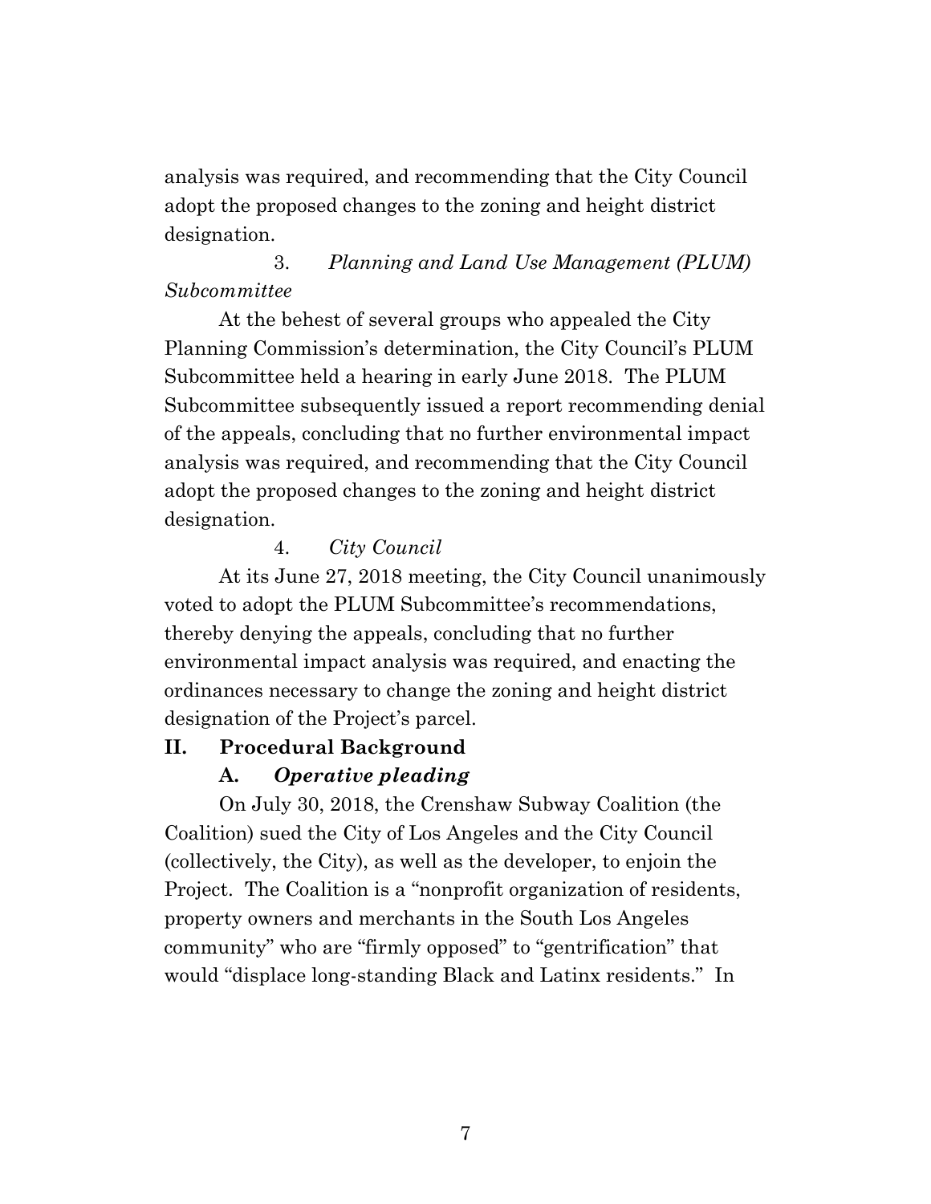analysis was required, and recommending that the City Council adopt the proposed changes to the zoning and height district designation.

3. *Planning and Land Use Management (PLUM) Subcommittee*

At the behest of several groups who appealed the City Planning Commission's determination, the City Council's PLUM Subcommittee held a hearing in early June 2018. The PLUM Subcommittee subsequently issued a report recommending denial of the appeals, concluding that no further environmental impact analysis was required, and recommending that the City Council adopt the proposed changes to the zoning and height district designation.

4. *City Council*

At its June 27, 2018 meeting, the City Council unanimously voted to adopt the PLUM Subcommittee's recommendations, thereby denying the appeals, concluding that no further environmental impact analysis was required, and enacting the ordinances necessary to change the zoning and height district designation of the Project's parcel.

## II. Procedural Background

### A. *Operative pleading*

On July 30, 2018, the Crenshaw Subway Coalition (the Coalition) sued the City of Los Angeles and the City Council (collectively, the City), as well as the developer, to enjoin the Project. The Coalition is a "nonprofit organization of residents, property owners and merchants in the South Los Angeles community" who are "firmly opposed" to "gentrification" that would "displace long-standing Black and Latinx residents." In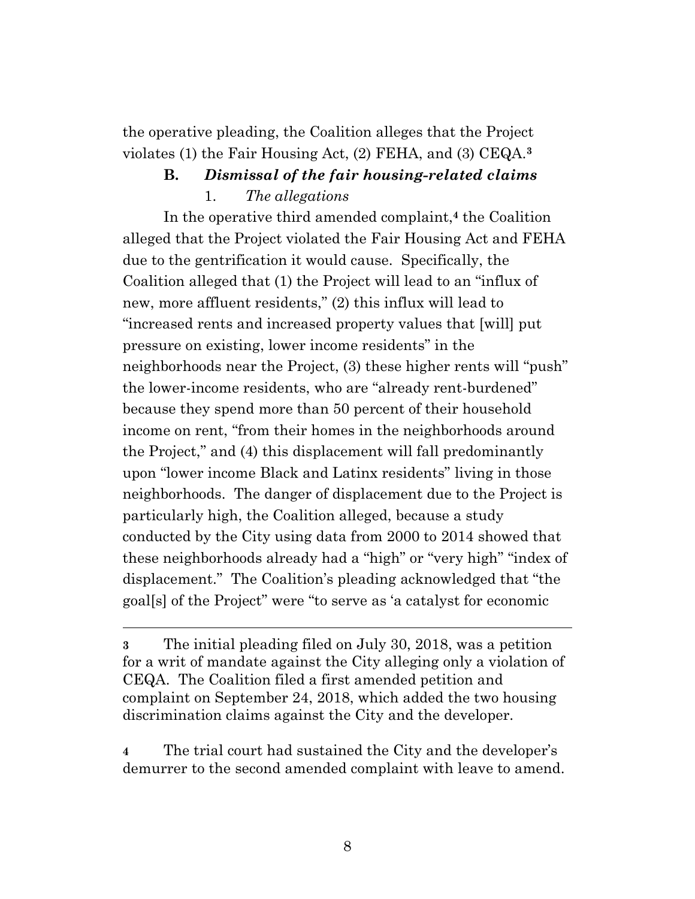the operative pleading, the Coalition alleges that the Project violates (1) the Fair Housing Act, (2) FEHA, and (3) CEQA.[3]

### B. ***Dismissal of the fair housing-related claims***

#### 1. *The allegations*

In the operative third amended complaint,[4] the Coalition alleged that the Project violated the Fair Housing Act and FEHA due to the gentrification it would cause. Specifically, the Coalition alleged that (1) the Project will lead to an "influx of new, more affluent residents," (2) this influx will lead to "increased rents and increased property values that [will] put pressure on existing, lower income residents" in the neighborhoods near the Project, (3) these higher rents will "push" the lower-income residents, who are "already rent-burdened" because they spend more than 50 percent of their household income on rent, "from their homes in the neighborhoods around the Project," and (4) this displacement will fall predominantly upon "lower income Black and Latinx residents" living in those neighborhoods. The danger of displacement due to the Project is particularly high, the Coalition alleged, because a study conducted by the City using data from 2000 to 2014 showed that these neighborhoods already had a "high" or "very high" "index of displacement." The Coalition's pleading acknowledged that "the goal[s] of the Project" were "to serve as 'a catalyst for economic

---

[3] The initial pleading filed on July 30, 2018, was a petition for a writ of mandate against the City alleging only a violation of CEQA. The Coalition filed a first amended petition and complaint on September 24, 2018, which added the two housing discrimination claims against the City and the developer.

[4] The trial court had sustained the City and the developer's demurrer to the second amended complaint with leave to amend.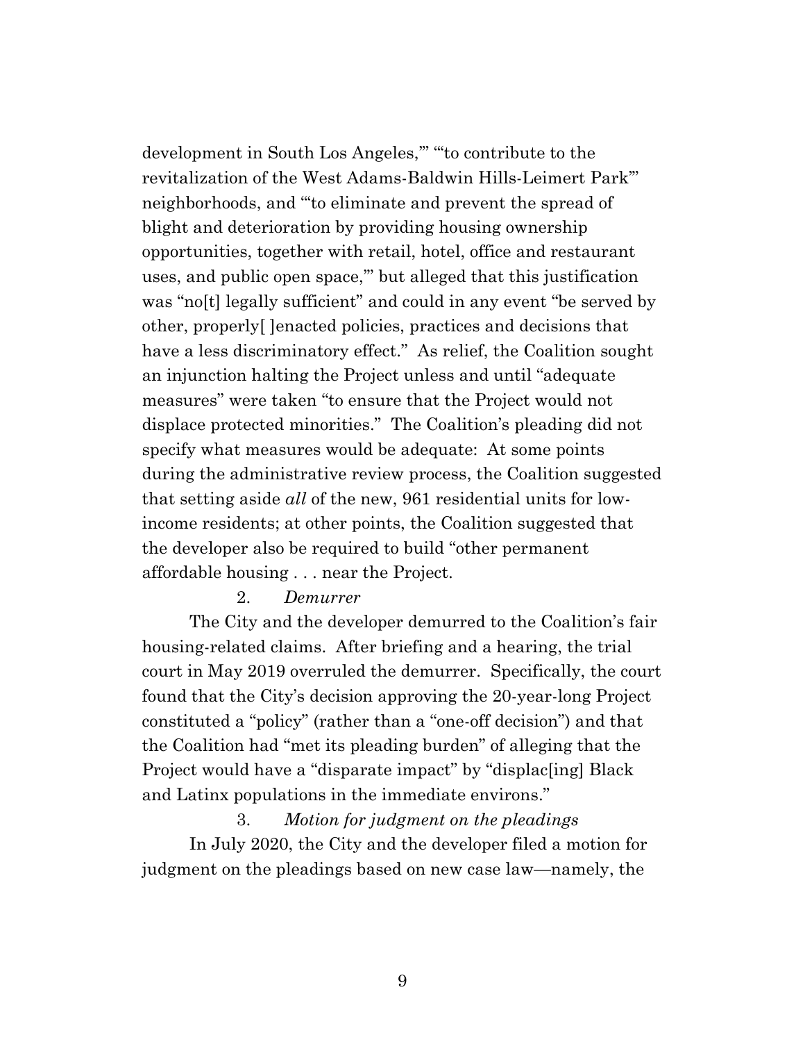development in South Los Angeles,'" "'to contribute to the revitalization of the West Adams-Baldwin Hills-Leimert Park'" neighborhoods, and "'to eliminate and prevent the spread of blight and deterioration by providing housing ownership opportunities, together with retail, hotel, office and restaurant uses, and public open space,'" but alleged that this justification was "no[t] legally sufficient" and could in any event "be served by other, properly[ ]enacted policies, practices and decisions that have a less discriminatory effect." As relief, the Coalition sought an injunction halting the Project unless and until "adequate measures" were taken "to ensure that the Project would not displace protected minorities." The Coalition's pleading did not specify what measures would be adequate: At some points during the administrative review process, the Coalition suggested that setting aside *all* of the new, 961 residential units for low-income residents; at other points, the Coalition suggested that the developer also be required to build "other permanent affordable housing . . . near the Project.

2. *Demurrer*

The City and the developer demurred to the Coalition's fair housing-related claims. After briefing and a hearing, the trial court in May 2019 overruled the demurrer. Specifically, the court found that the City's decision approving the 20-year-long Project constituted a "policy" (rather than a "one-off decision") and that the Coalition had "met its pleading burden" of alleging that the Project would have a "disparate impact" by "displac[ing] Black and Latinx populations in the immediate environs."

3. *Motion for judgment on the pleadings*

In July 2020, the City and the developer filed a motion for judgment on the pleadings based on new case law—namely, the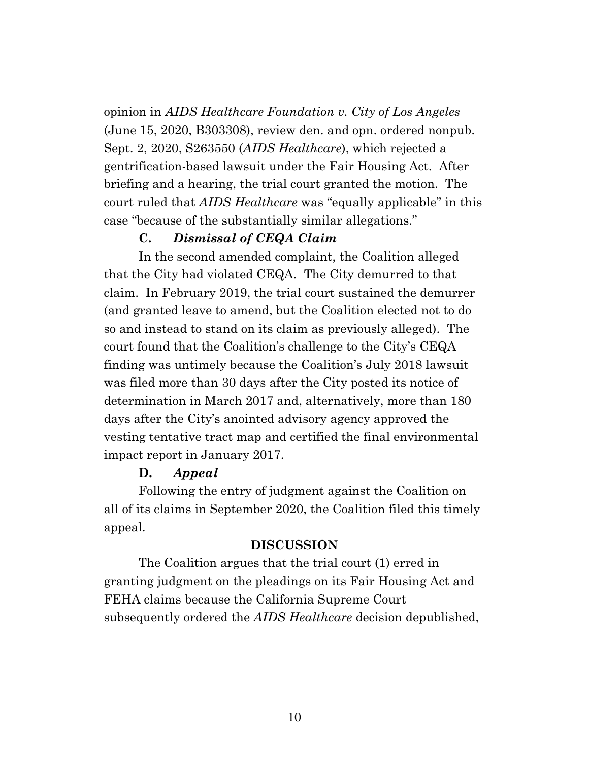opinion in *AIDS Healthcare Foundation v. City of Los Angeles* (June 15, 2020, B303308), review den. and opn. ordered nonpub. Sept. 2, 2020, S263550 (*AIDS Healthcare*), which rejected a gentrification-based lawsuit under the Fair Housing Act. After briefing and a hearing, the trial court granted the motion. The court ruled that *AIDS Healthcare* was "equally applicable" in this case "because of the substantially similar allegations."

### C. *Dismissal of CEQA Claim*

In the second amended complaint, the Coalition alleged that the City had violated CEQA. The City demurred to that claim. In February 2019, the trial court sustained the demurrer (and granted leave to amend, but the Coalition elected not to do so and instead to stand on its claim as previously alleged). The court found that the Coalition's challenge to the City's CEQA finding was untimely because the Coalition's July 2018 lawsuit was filed more than 30 days after the City posted its notice of determination in March 2017 and, alternatively, more than 180 days after the City's anointed advisory agency approved the vesting tentative tract map and certified the final environmental impact report in January 2017.

### D. *Appeal*

Following the entry of judgment against the Coalition on all of its claims in September 2020, the Coalition filed this timely appeal.

## DISCUSSION

The Coalition argues that the trial court (1) erred in granting judgment on the pleadings on its Fair Housing Act and FEHA claims because the California Supreme Court subsequently ordered the *AIDS Healthcare* decision depublished,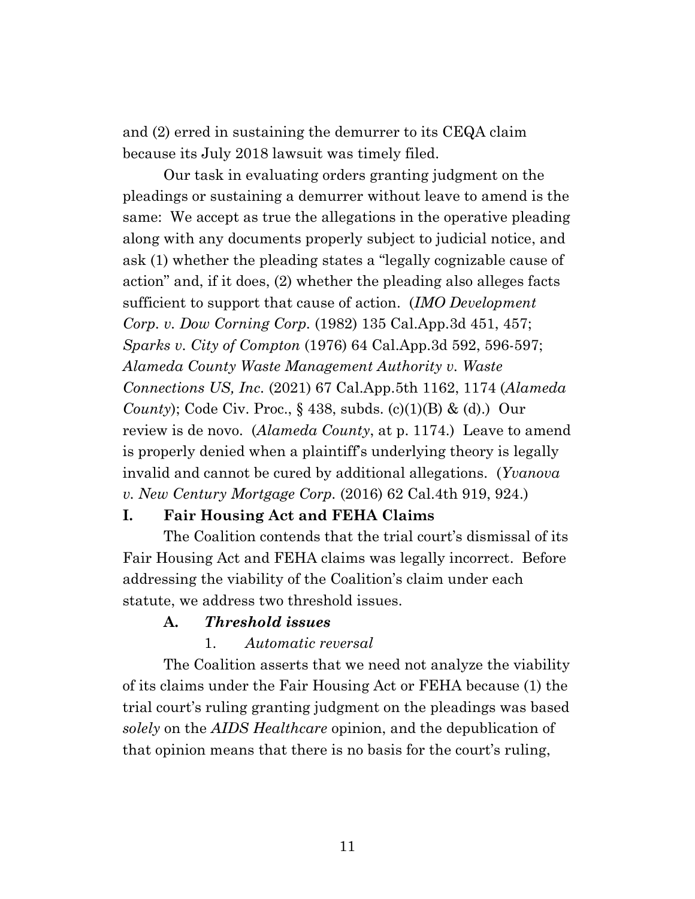and (2) erred in sustaining the demurrer to its CEQA claim because its July 2018 lawsuit was timely filed.

Our task in evaluating orders granting judgment on the pleadings or sustaining a demurrer without leave to amend is the same: We accept as true the allegations in the operative pleading along with any documents properly subject to judicial notice, and ask (1) whether the pleading states a "legally cognizable cause of action" and, if it does, (2) whether the pleading also alleges facts sufficient to support that cause of action. (*IMO Development Corp. v. Dow Corning Corp.* (1982) 135 Cal.App.3d 451, 457; *Sparks v. City of Compton* (1976) 64 Cal.App.3d 592, 596-597; *Alameda County Waste Management Authority v. Waste Connections US, Inc.* (2021) 67 Cal.App.5th 1162, 1174 (*Alameda County*); Code Civ. Proc., § 438, subds. (c)(1)(B) & (d).) Our review is de novo. (*Alameda County*, at p. 1174.) Leave to amend is properly denied when a plaintiff's underlying theory is legally invalid and cannot be cured by additional allegations. (*Yvanova v. New Century Mortgage Corp.* (2016) 62 Cal.4th 919, 924.)

## I. Fair Housing Act and FEHA Claims

The Coalition contends that the trial court's dismissal of its Fair Housing Act and FEHA claims was legally incorrect. Before addressing the viability of the Coalition's claim under each statute, we address two threshold issues.

### A. *Threshold issues*

#### 1. *Automatic reversal*

The Coalition asserts that we need not analyze the viability of its claims under the Fair Housing Act or FEHA because (1) the trial court's ruling granting judgment on the pleadings was based *solely* on the *AIDS Healthcare* opinion, and the depublication of that opinion means that there is no basis for the court's ruling,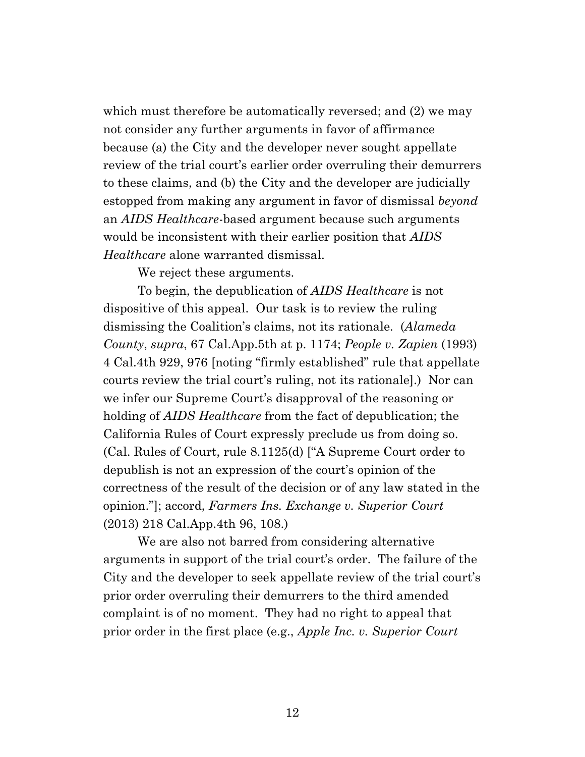which must therefore be automatically reversed; and (2) we may not consider any further arguments in favor of affirmance because (a) the City and the developer never sought appellate review of the trial court's earlier order overruling their demurrers to these claims, and (b) the City and the developer are judicially estopped from making any argument in favor of dismissal *beyond* an *AIDS Healthcare*-based argument because such arguments would be inconsistent with their earlier position that *AIDS Healthcare* alone warranted dismissal.

We reject these arguments.

To begin, the depublication of *AIDS Healthcare* is not dispositive of this appeal. Our task is to review the ruling dismissing the Coalition's claims, not its rationale. (*Alameda County*, *supra*, 67 Cal.App.5th at p. 1174; *People v. Zapien* (1993) 4 Cal.4th 929, 976 [noting "firmly established" rule that appellate courts review the trial court's ruling, not its rationale].) Nor can we infer our Supreme Court's disapproval of the reasoning or holding of *AIDS Healthcare* from the fact of depublication; the California Rules of Court expressly preclude us from doing so. (Cal. Rules of Court, rule 8.1125(d) ["A Supreme Court order to depublish is not an expression of the court's opinion of the correctness of the result of the decision or of any law stated in the opinion."]; accord, *Farmers Ins. Exchange v. Superior Court* (2013) 218 Cal.App.4th 96, 108.)

We are also not barred from considering alternative arguments in support of the trial court's order. The failure of the City and the developer to seek appellate review of the trial court's prior order overruling their demurrers to the third amended complaint is of no moment. They had no right to appeal that prior order in the first place (e.g., *Apple Inc. v. Superior Court*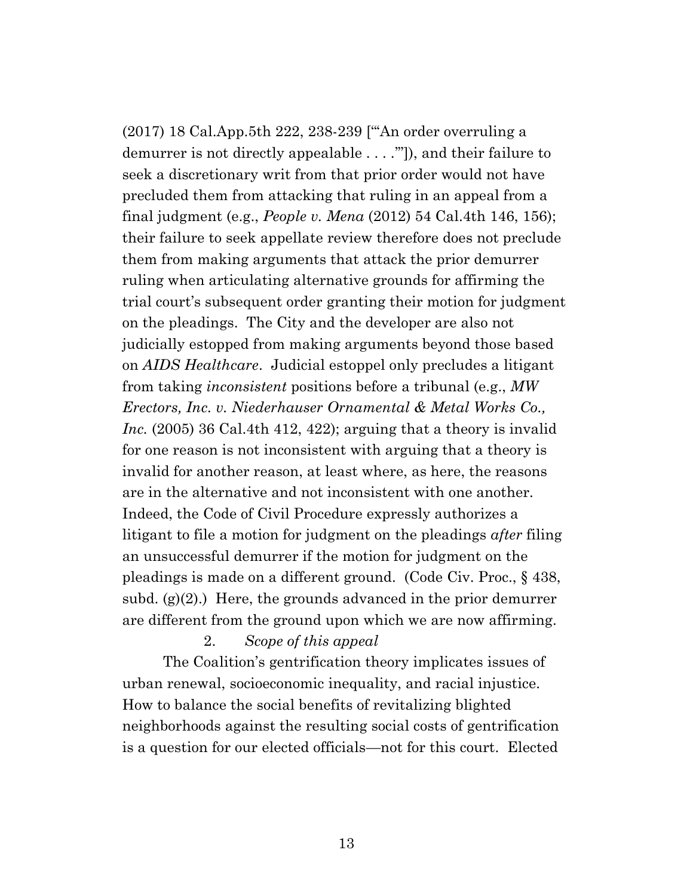(2017) 18 Cal.App.5th 222, 238-239 ["'An order overruling a demurrer is not directly appealable . . . .'"]), and their failure to seek a discretionary writ from that prior order would not have precluded them from attacking that ruling in an appeal from a final judgment (e.g., *People v. Mena* (2012) 54 Cal.4th 146, 156); their failure to seek appellate review therefore does not preclude them from making arguments that attack the prior demurrer ruling when articulating alternative grounds for affirming the trial court's subsequent order granting their motion for judgment on the pleadings. The City and the developer are also not judicially estopped from making arguments beyond those based on *AIDS Healthcare*. Judicial estoppel only precludes a litigant from taking *inconsistent* positions before a tribunal (e.g., *MW Erectors, Inc. v. Niederhauser Ornamental & Metal Works Co., Inc.* (2005) 36 Cal.4th 412, 422); arguing that a theory is invalid for one reason is not inconsistent with arguing that a theory is invalid for another reason, at least where, as here, the reasons are in the alternative and not inconsistent with one another. Indeed, the Code of Civil Procedure expressly authorizes a litigant to file a motion for judgment on the pleadings *after* filing an unsuccessful demurrer if the motion for judgment on the pleadings is made on a different ground. (Code Civ. Proc., § 438, subd. (g)(2).) Here, the grounds advanced in the prior demurrer are different from the ground upon which we are now affirming.

2. *Scope of this appeal*

The Coalition's gentrification theory implicates issues of urban renewal, socioeconomic inequality, and racial injustice. How to balance the social benefits of revitalizing blighted neighborhoods against the resulting social costs of gentrification is a question for our elected officials—not for this court. Elected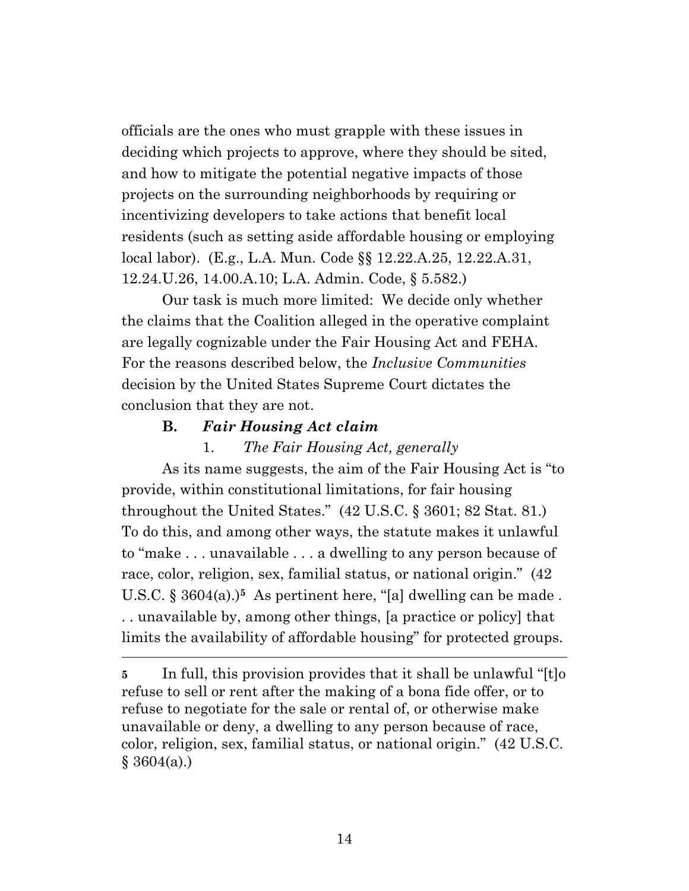officials are the ones who must grapple with these issues in deciding which projects to approve, where they should be sited, and how to mitigate the potential negative impacts of those projects on the surrounding neighborhoods by requiring or incentivizing developers to take actions that benefit local residents (such as setting aside affordable housing or employing local labor). (E.g., L.A. Mun. Code §§ 12.22.A.25, 12.22.A.31, 12.24.U.26, 14.00.A.10; L.A. Admin. Code, § 5.582.)

Our task is much more limited: We decide only whether the claims that the Coalition alleged in the operative complaint are legally cognizable under the Fair Housing Act and FEHA. For the reasons described below, the *Inclusive Communities* decision by the United States Supreme Court dictates the conclusion that they are not.

### **B.** ***Fair Housing Act claim***

#### 1. *The Fair Housing Act, generally*

As its name suggests, the aim of the Fair Housing Act is "to provide, within constitutional limitations, for fair housing throughout the United States." (42 U.S.C. § 3601; 82 Stat. 81.) To do this, and among other ways, the statute makes it unlawful to "make . . . unavailable . . . a dwelling to any person because of race, color, religion, sex, familial status, or national origin." (42 U.S.C. § 3604(a).)[5] As pertinent here, "[a] dwelling can be made . . . unavailable by, among other things, [a practice or policy] that limits the availability of affordable housing" for protected groups.

---

**5** In full, this provision provides that it shall be unlawful "[t]o refuse to sell or rent after the making of a bona fide offer, or to refuse to negotiate for the sale or rental of, or otherwise make unavailable or deny, a dwelling to any person because of race, color, religion, sex, familial status, or national origin." (42 U.S.C. § 3604(a).)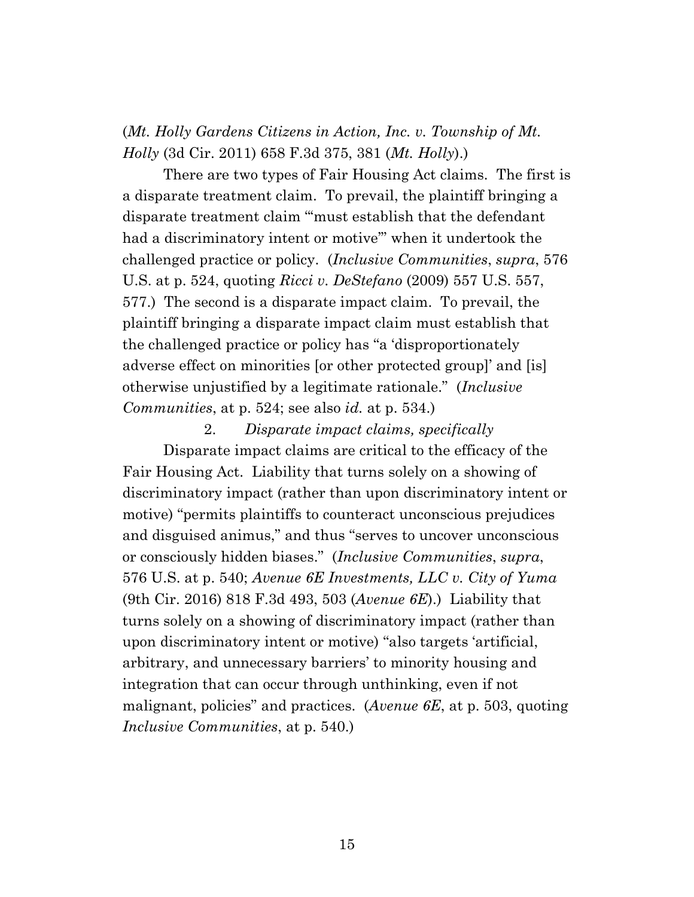(*Mt. Holly Gardens Citizens in Action, Inc. v. Township of Mt. Holly* (3d Cir. 2011) 658 F.3d 375, 381 (*Mt. Holly*).)

There are two types of Fair Housing Act claims. The first is a disparate treatment claim. To prevail, the plaintiff bringing a disparate treatment claim "'must establish that the defendant had a discriminatory intent or motive'" when it undertook the challenged practice or policy. (*Inclusive Communities*, *supra*, 576 U.S. at p. 524, quoting *Ricci v. DeStefano* (2009) 557 U.S. 557, 577.) The second is a disparate impact claim. To prevail, the plaintiff bringing a disparate impact claim must establish that the challenged practice or policy has "a 'disproportionately adverse effect on minorities [or other protected group]' and [is] otherwise unjustified by a legitimate rationale." (*Inclusive Communities*, at p. 524; see also *id.* at p. 534.)

2. *Disparate impact claims, specifically*

Disparate impact claims are critical to the efficacy of the Fair Housing Act. Liability that turns solely on a showing of discriminatory impact (rather than upon discriminatory intent or motive) "permits plaintiffs to counteract unconscious prejudices and disguised animus," and thus "serves to uncover unconscious or consciously hidden biases." (*Inclusive Communities*, *supra*, 576 U.S. at p. 540; *Avenue 6E Investments, LLC v. City of Yuma* (9th Cir. 2016) 818 F.3d 493, 503 (*Avenue 6E*).) Liability that turns solely on a showing of discriminatory impact (rather than upon discriminatory intent or motive) "also targets 'artificial, arbitrary, and unnecessary barriers' to minority housing and integration that can occur through unthinking, even if not malignant, policies" and practices. (*Avenue 6E*, at p. 503, quoting *Inclusive Communities*, at p. 540.)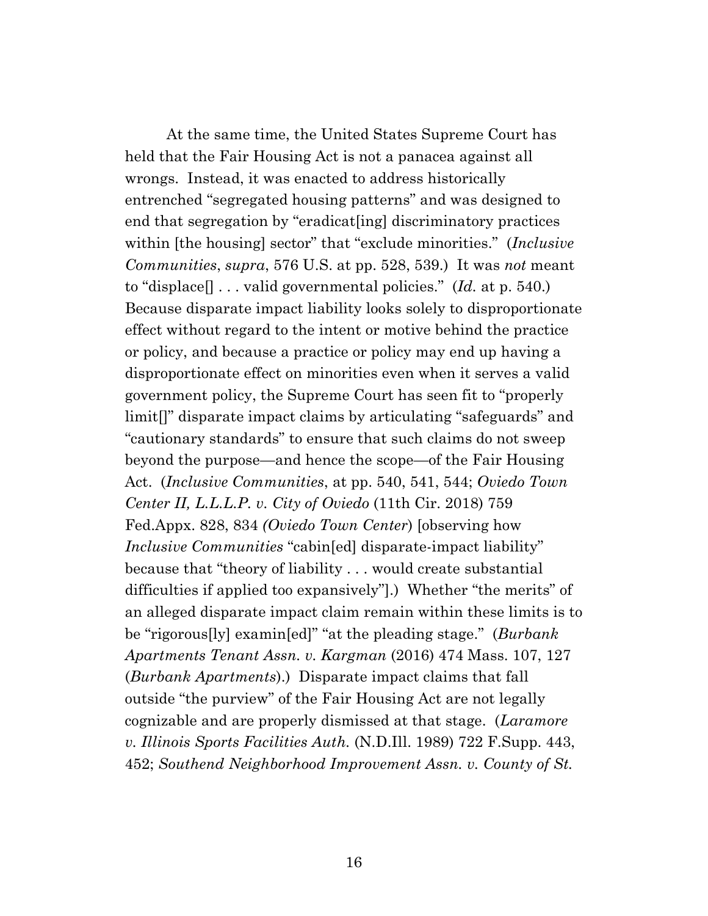At the same time, the United States Supreme Court has held that the Fair Housing Act is not a panacea against all wrongs. Instead, it was enacted to address historically entrenched "segregated housing patterns" and was designed to end that segregation by "eradicat[ing] discriminatory practices within [the housing] sector" that "exclude minorities." (*Inclusive Communities*, *supra*, 576 U.S. at pp. 528, 539.) It was *not* meant to "displace[] . . . valid governmental policies." (*Id.* at p. 540.) Because disparate impact liability looks solely to disproportionate effect without regard to the intent or motive behind the practice or policy, and because a practice or policy may end up having a disproportionate effect on minorities even when it serves a valid government policy, the Supreme Court has seen fit to "properly limit[]" disparate impact claims by articulating "safeguards" and "cautionary standards" to ensure that such claims do not sweep beyond the purpose—and hence the scope—of the Fair Housing Act. (*Inclusive Communities*, at pp. 540, 541, 544; *Oviedo Town Center II, L.L.L.P. v. City of Oviedo* (11th Cir. 2018) 759 Fed.Appx. 828, 834 *(Oviedo Town Center*) [observing how *Inclusive Communities* "cabin[ed] disparate-impact liability" because that "theory of liability . . . would create substantial difficulties if applied too expansively"].) Whether "the merits" of an alleged disparate impact claim remain within these limits is to be "rigorous[ly] examin[ed]" "at the pleading stage." (*Burbank Apartments Tenant Assn. v. Kargman* (2016) 474 Mass. 107, 127 (*Burbank Apartments*).) Disparate impact claims that fall outside "the purview" of the Fair Housing Act are not legally cognizable and are properly dismissed at that stage. (*Laramore v. Illinois Sports Facilities Auth.* (N.D.Ill. 1989) 722 F.Supp. 443, 452; *Southend Neighborhood Improvement Assn. v. County of St.*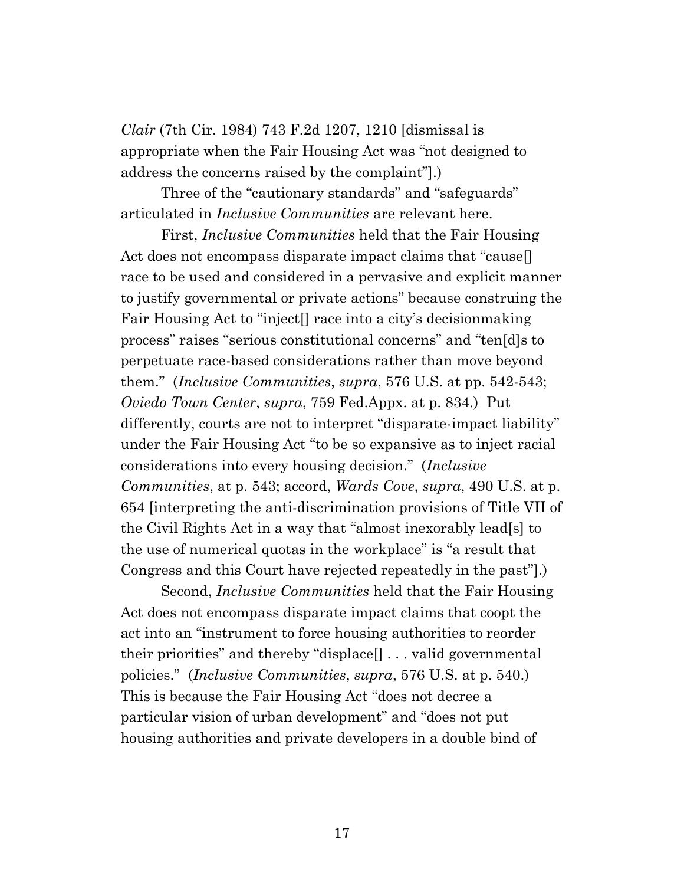*Clair* (7th Cir. 1984) 743 F.2d 1207, 1210 [dismissal is appropriate when the Fair Housing Act was "not designed to address the concerns raised by the complaint"].)

Three of the "cautionary standards" and "safeguards" articulated in *Inclusive Communities* are relevant here.

First, *Inclusive Communities* held that the Fair Housing Act does not encompass disparate impact claims that "cause[] race to be used and considered in a pervasive and explicit manner to justify governmental or private actions" because construing the Fair Housing Act to "inject[] race into a city's decisionmaking process" raises "serious constitutional concerns" and "ten[d]s to perpetuate race-based considerations rather than move beyond them." (*Inclusive Communities*, *supra*, 576 U.S. at pp. 542-543; *Oviedo Town Center*, *supra*, 759 Fed.Appx. at p. 834.) Put differently, courts are not to interpret "disparate-impact liability" under the Fair Housing Act "to be so expansive as to inject racial considerations into every housing decision." (*Inclusive Communities*, at p. 543; accord, *Wards Cove*, *supra*, 490 U.S. at p. 654 [interpreting the anti-discrimination provisions of Title VII of the Civil Rights Act in a way that "almost inexorably lead[s] to the use of numerical quotas in the workplace" is "a result that Congress and this Court have rejected repeatedly in the past"].)

Second, *Inclusive Communities* held that the Fair Housing Act does not encompass disparate impact claims that coopt the act into an "instrument to force housing authorities to reorder their priorities" and thereby "displace[] . . . valid governmental policies." (*Inclusive Communities*, *supra*, 576 U.S. at p. 540.) This is because the Fair Housing Act "does not decree a particular vision of urban development" and "does not put housing authorities and private developers in a double bind of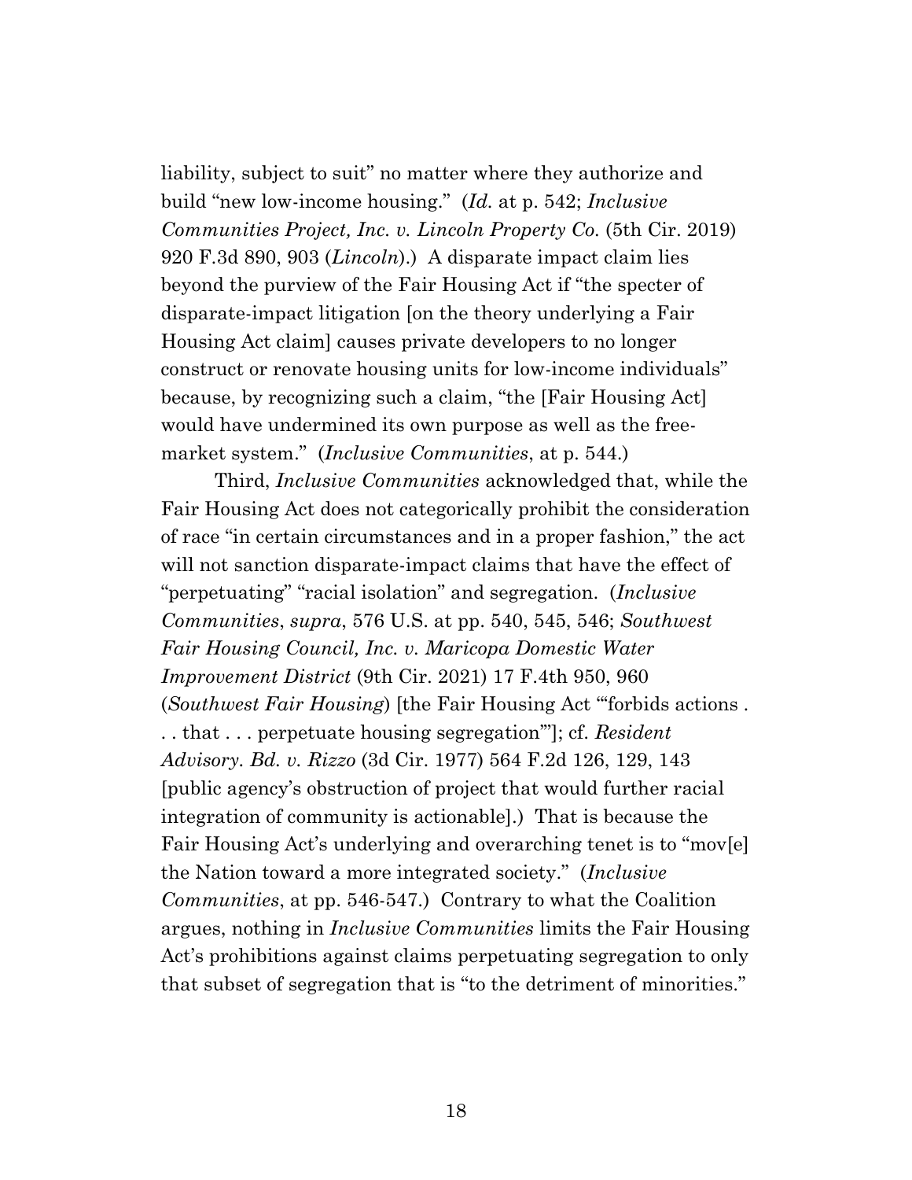liability, subject to suit" no matter where they authorize and build "new low-income housing." (*Id.* at p. 542; *Inclusive Communities Project, Inc. v. Lincoln Property Co.* (5th Cir. 2019) 920 F.3d 890, 903 (*Lincoln*).) A disparate impact claim lies beyond the purview of the Fair Housing Act if "the specter of disparate-impact litigation [on the theory underlying a Fair Housing Act claim] causes private developers to no longer construct or renovate housing units for low-income individuals" because, by recognizing such a claim, "the [Fair Housing Act] would have undermined its own purpose as well as the free-market system." (*Inclusive Communities*, at p. 544.)

Third, *Inclusive Communities* acknowledged that, while the Fair Housing Act does not categorically prohibit the consideration of race "in certain circumstances and in a proper fashion," the act will not sanction disparate-impact claims that have the effect of "perpetuating" "racial isolation" and segregation. (*Inclusive Communities*, *supra*, 576 U.S. at pp. 540, 545, 546; *Southwest Fair Housing Council, Inc. v. Maricopa Domestic Water Improvement District* (9th Cir. 2021) 17 F.4th 950, 960 (*Southwest Fair Housing*) [the Fair Housing Act "'forbids actions . . . that . . . perpetuate housing segregation'"]; cf. *Resident Advisory. Bd. v. Rizzo* (3d Cir. 1977) 564 F.2d 126, 129, 143 [public agency's obstruction of project that would further racial integration of community is actionable].) That is because the Fair Housing Act's underlying and overarching tenet is to "mov[e] the Nation toward a more integrated society." (*Inclusive Communities*, at pp. 546-547.) Contrary to what the Coalition argues, nothing in *Inclusive Communities* limits the Fair Housing Act's prohibitions against claims perpetuating segregation to only that subset of segregation that is "to the detriment of minorities."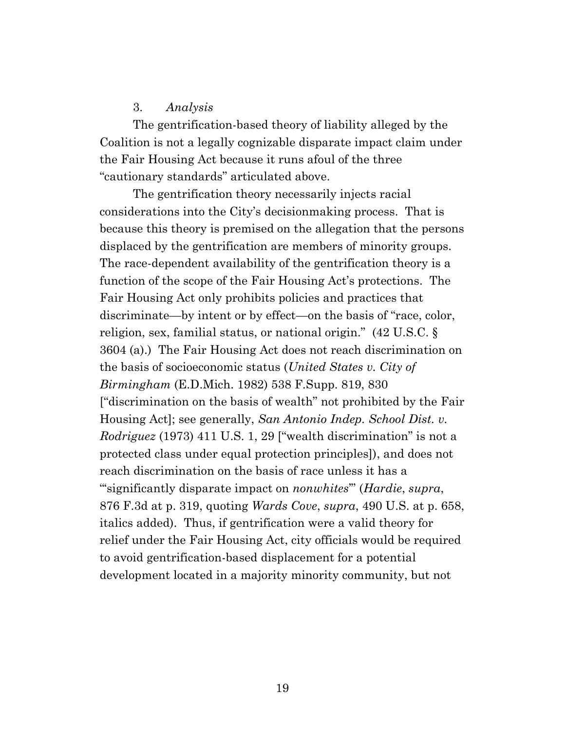3. *Analysis*

The gentrification-based theory of liability alleged by the Coalition is not a legally cognizable disparate impact claim under the Fair Housing Act because it runs afoul of the three "cautionary standards" articulated above.

The gentrification theory necessarily injects racial considerations into the City's decisionmaking process. That is because this theory is premised on the allegation that the persons displaced by the gentrification are members of minority groups. The race-dependent availability of the gentrification theory is a function of the scope of the Fair Housing Act's protections. The Fair Housing Act only prohibits policies and practices that discriminate—by intent or by effect—on the basis of "race, color, religion, sex, familial status, or national origin." (42 U.S.C. § 3604 (a).) The Fair Housing Act does not reach discrimination on the basis of socioeconomic status (*United States v. City of Birmingham* (E.D.Mich. 1982) 538 F.Supp. 819, 830 ["discrimination on the basis of wealth" not prohibited by the Fair Housing Act]; see generally, *San Antonio Indep. School Dist. v. Rodriguez* (1973) 411 U.S. 1, 29 ["wealth discrimination" is not a protected class under equal protection principles]), and does not reach discrimination on the basis of race unless it has a "'significantly disparate impact on *nonwhites*'" (*Hardie*, *supra*, 876 F.3d at p. 319, quoting *Wards Cove*, *supra*, 490 U.S. at p. 658, italics added). Thus, if gentrification were a valid theory for relief under the Fair Housing Act, city officials would be required to avoid gentrification-based displacement for a potential development located in a majority minority community, but not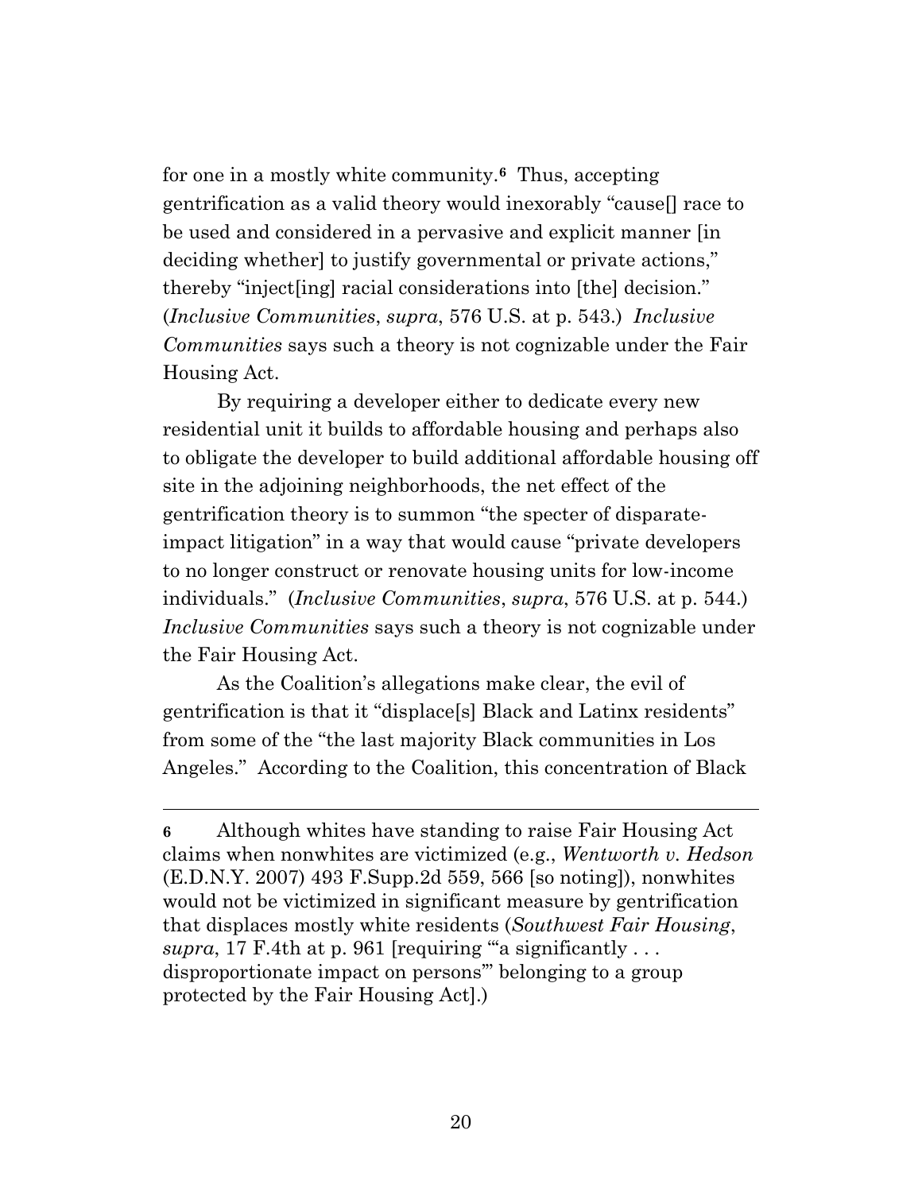for one in a mostly white community.[6] Thus, accepting gentrification as a valid theory would inexorably "cause[] race to be used and considered in a pervasive and explicit manner [in deciding whether] to justify governmental or private actions," thereby "inject[ing] racial considerations into [the] decision." (*Inclusive Communities*, *supra*, 576 U.S. at p. 543.) *Inclusive Communities* says such a theory is not cognizable under the Fair Housing Act.

By requiring a developer either to dedicate every new residential unit it builds to affordable housing and perhaps also to obligate the developer to build additional affordable housing off site in the adjoining neighborhoods, the net effect of the gentrification theory is to summon "the specter of disparate-impact litigation" in a way that would cause "private developers to no longer construct or renovate housing units for low-income individuals." (*Inclusive Communities*, *supra*, 576 U.S. at p. 544.) *Inclusive Communities* says such a theory is not cognizable under the Fair Housing Act.

As the Coalition's allegations make clear, the evil of gentrification is that it "displace[s] Black and Latinx residents" from some of the "the last majority Black communities in Los Angeles." According to the Coalition, this concentration of Black

---

**6** Although whites have standing to raise Fair Housing Act claims when nonwhites are victimized (e.g., *Wentworth v. Hedson* (E.D.N.Y. 2007) 493 F.Supp.2d 559, 566 [so noting]), nonwhites would not be victimized in significant measure by gentrification that displaces mostly white residents (*Southwest Fair Housing*, *supra*, 17 F.4th at p. 961 [requiring "'a significantly . . . disproportionate impact on persons'" belonging to a group protected by the Fair Housing Act].)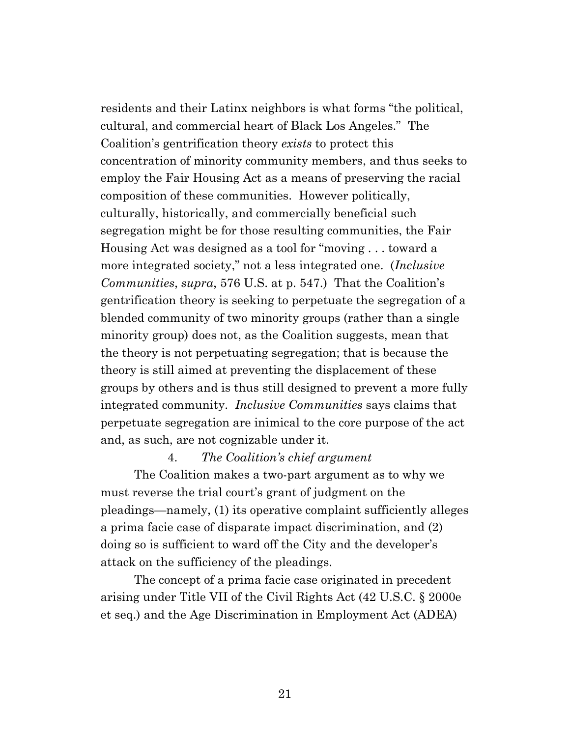residents and their Latinx neighbors is what forms "the political, cultural, and commercial heart of Black Los Angeles." The Coalition's gentrification theory *exists* to protect this concentration of minority community members, and thus seeks to employ the Fair Housing Act as a means of preserving the racial composition of these communities. However politically, culturally, historically, and commercially beneficial such segregation might be for those resulting communities, the Fair Housing Act was designed as a tool for "moving . . . toward a more integrated society," not a less integrated one. (*Inclusive Communities*, *supra*, 576 U.S. at p. 547.) That the Coalition's gentrification theory is seeking to perpetuate the segregation of a blended community of two minority groups (rather than a single minority group) does not, as the Coalition suggests, mean that the theory is not perpetuating segregation; that is because the theory is still aimed at preventing the displacement of these groups by others and is thus still designed to prevent a more fully integrated community. *Inclusive Communities* says claims that perpetuate segregation are inimical to the core purpose of the act and, as such, are not cognizable under it.

4. *The Coalition's chief argument*

The Coalition makes a two-part argument as to why we must reverse the trial court's grant of judgment on the pleadings—namely, (1) its operative complaint sufficiently alleges a prima facie case of disparate impact discrimination, and (2) doing so is sufficient to ward off the City and the developer's attack on the sufficiency of the pleadings.

The concept of a prima facie case originated in precedent arising under Title VII of the Civil Rights Act (42 U.S.C. § 2000e et seq.) and the Age Discrimination in Employment Act (ADEA)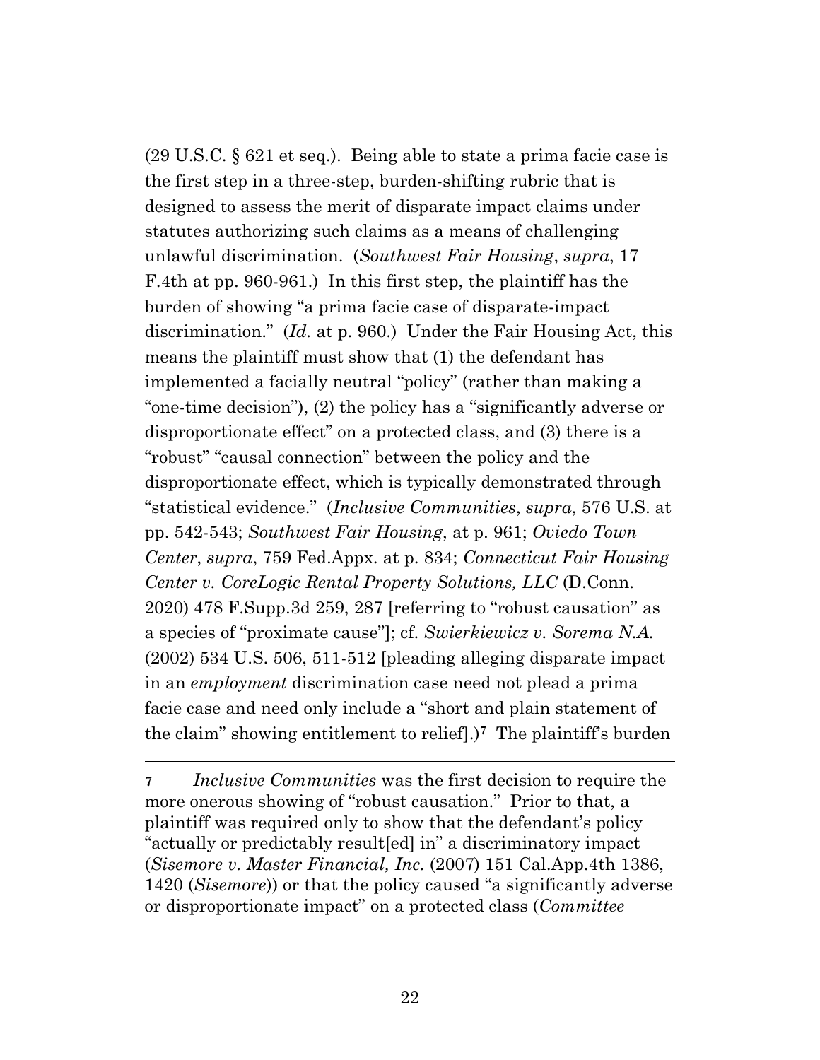(29 U.S.C. § 621 et seq.). Being able to state a prima facie case is the first step in a three-step, burden-shifting rubric that is designed to assess the merit of disparate impact claims under statutes authorizing such claims as a means of challenging unlawful discrimination. (*Southwest Fair Housing*, *supra*, 17 F.4th at pp. 960-961.) In this first step, the plaintiff has the burden of showing "a prima facie case of disparate-impact discrimination." (*Id.* at p. 960.) Under the Fair Housing Act, this means the plaintiff must show that (1) the defendant has implemented a facially neutral "policy" (rather than making a "one-time decision"), (2) the policy has a "significantly adverse or disproportionate effect" on a protected class, and (3) there is a "robust" "causal connection" between the policy and the disproportionate effect, which is typically demonstrated through "statistical evidence." (*Inclusive Communities*, *supra*, 576 U.S. at pp. 542-543; *Southwest Fair Housing*, at p. 961; *Oviedo Town Center*, *supra*, 759 Fed.Appx. at p. 834; *Connecticut Fair Housing Center v. CoreLogic Rental Property Solutions, LLC* (D.Conn. 2020) 478 F.Supp.3d 259, 287 [referring to "robust causation" as a species of "proximate cause"]; cf. *Swierkiewicz v. Sorema N.A.* (2002) 534 U.S. 506, 511-512 [pleading alleging disparate impact in an *employment* discrimination case need not plead a prima facie case and need only include a "short and plain statement of the claim" showing entitlement to relief].)[7] The plaintiff's burden

---

[7] *Inclusive Communities* was the first decision to require the more onerous showing of "robust causation." Prior to that, a plaintiff was required only to show that the defendant's policy "actually or predictably result[ed] in" a discriminatory impact (*Sisemore v. Master Financial, Inc.* (2007) 151 Cal.App.4th 1386, 1420 (*Sisemore*)) or that the policy caused "a significantly adverse or disproportionate impact" on a protected class (*Committee*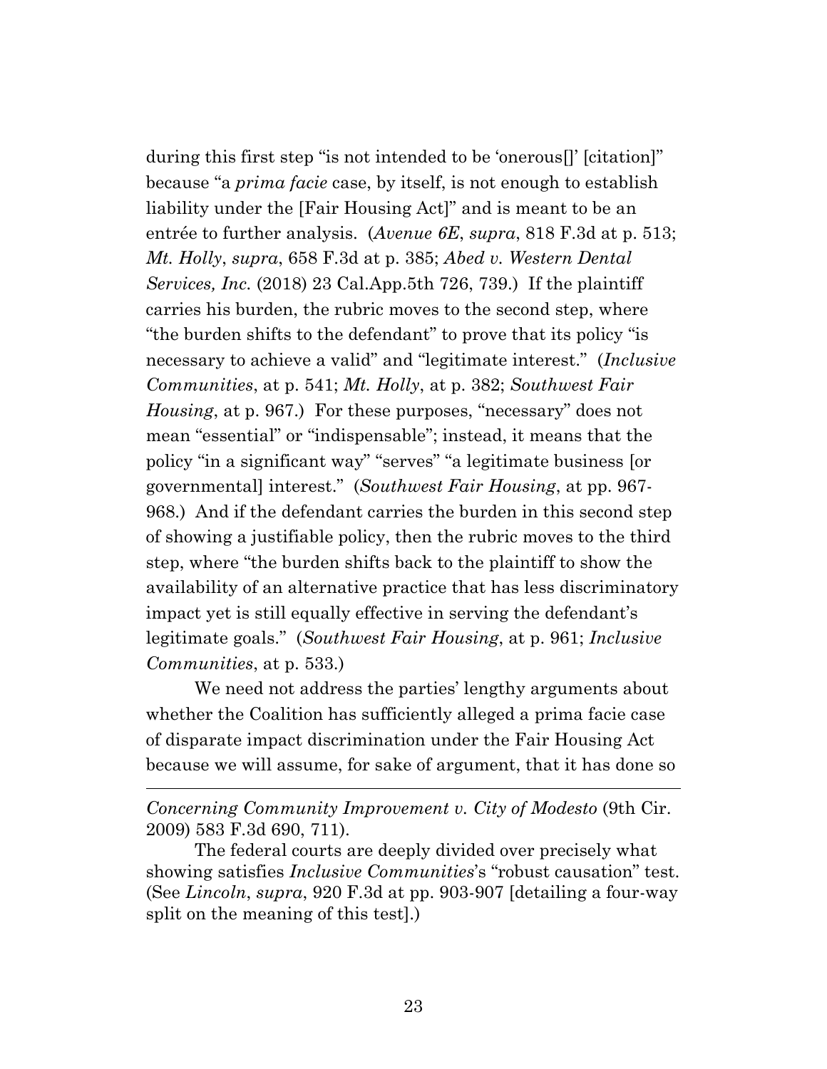during this first step "is not intended to be 'onerous[]' [citation]" because "a *prima facie* case, by itself, is not enough to establish liability under the [Fair Housing Act]" and is meant to be an entrée to further analysis. (*Avenue 6E*, *supra*, 818 F.3d at p. 513; *Mt. Holly*, *supra*, 658 F.3d at p. 385; *Abed v. Western Dental Services, Inc.* (2018) 23 Cal.App.5th 726, 739.) If the plaintiff carries his burden, the rubric moves to the second step, where "the burden shifts to the defendant" to prove that its policy "is necessary to achieve a valid" and "legitimate interest." (*Inclusive Communities*, at p. 541; *Mt. Holly*, at p. 382; *Southwest Fair Housing*, at p. 967.) For these purposes, "necessary" does not mean "essential" or "indispensable"; instead, it means that the policy "in a significant way" "serves" "a legitimate business [or governmental] interest." (*Southwest Fair Housing*, at pp. 967-968.) And if the defendant carries the burden in this second step of showing a justifiable policy, then the rubric moves to the third step, where "the burden shifts back to the plaintiff to show the availability of an alternative practice that has less discriminatory impact yet is still equally effective in serving the defendant's legitimate goals." (*Southwest Fair Housing*, at p. 961; *Inclusive Communities*, at p. 533.)

We need not address the parties' lengthy arguments about whether the Coalition has sufficiently alleged a prima facie case of disparate impact discrimination under the Fair Housing Act because we will assume, for sake of argument, that it has done so

---

*Concerning Community Improvement v. City of Modesto* (9th Cir. 2009) 583 F.3d 690, 711).

The federal courts are deeply divided over precisely what showing satisfies *Inclusive Communities*'s "robust causation" test. (See *Lincoln*, *supra*, 920 F.3d at pp. 903-907 [detailing a four-way split on the meaning of this test].)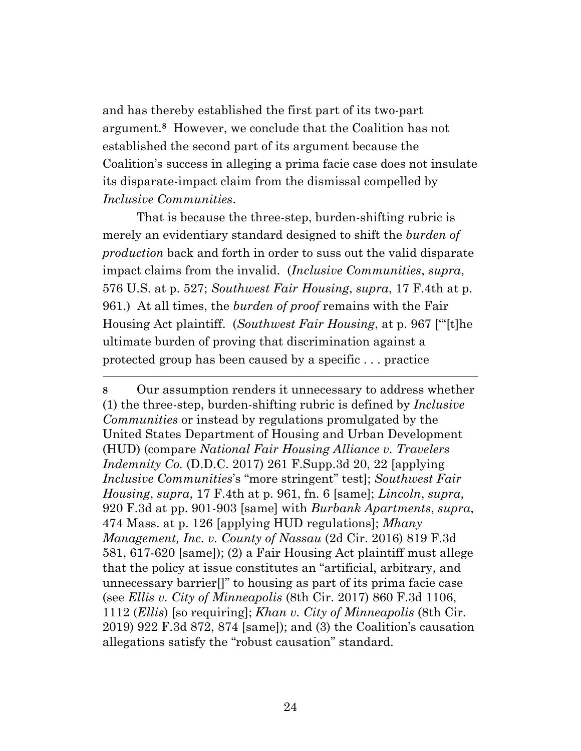and has thereby established the first part of its two-part argument.[8] However, we conclude that the Coalition has not established the second part of its argument because the Coalition's success in alleging a prima facie case does not insulate its disparate-impact claim from the dismissal compelled by *Inclusive Communities*.

That is because the three-step, burden-shifting rubric is merely an evidentiary standard designed to shift the *burden of production* back and forth in order to suss out the valid disparate impact claims from the invalid. (*Inclusive Communities*, *supra*, 576 U.S. at p. 527; *Southwest Fair Housing*, *supra*, 17 F.4th at p. 961.) At all times, the *burden of proof* remains with the Fair Housing Act plaintiff. (*Southwest Fair Housing*, at p. 967 ["'[t]he ultimate burden of proving that discrimination against a protected group has been caused by a specific . . . practice

---

8 Our assumption renders it unnecessary to address whether (1) the three-step, burden-shifting rubric is defined by *Inclusive Communities* or instead by regulations promulgated by the United States Department of Housing and Urban Development (HUD) (compare *National Fair Housing Alliance v. Travelers Indemnity Co.* (D.D.C. 2017) 261 F.Supp.3d 20, 22 [applying *Inclusive Communities*'s "more stringent" test]; *Southwest Fair Housing*, *supra*, 17 F.4th at p. 961, fn. 6 [same]; *Lincoln*, *supra*, 920 F.3d at pp. 901-903 [same] with *Burbank Apartments*, *supra*, 474 Mass. at p. 126 [applying HUD regulations]; *Mhany Management, Inc. v. County of Nassau* (2d Cir. 2016) 819 F.3d 581, 617-620 [same]); (2) a Fair Housing Act plaintiff must allege that the policy at issue constitutes an "artificial, arbitrary, and unnecessary barrier[]" to housing as part of its prima facie case (see *Ellis v. City of Minneapolis* (8th Cir. 2017) 860 F.3d 1106, 1112 (*Ellis*) [so requiring]; *Khan v. City of Minneapolis* (8th Cir. 2019) 922 F.3d 872, 874 [same]); and (3) the Coalition's causation allegations satisfy the "robust causation" standard.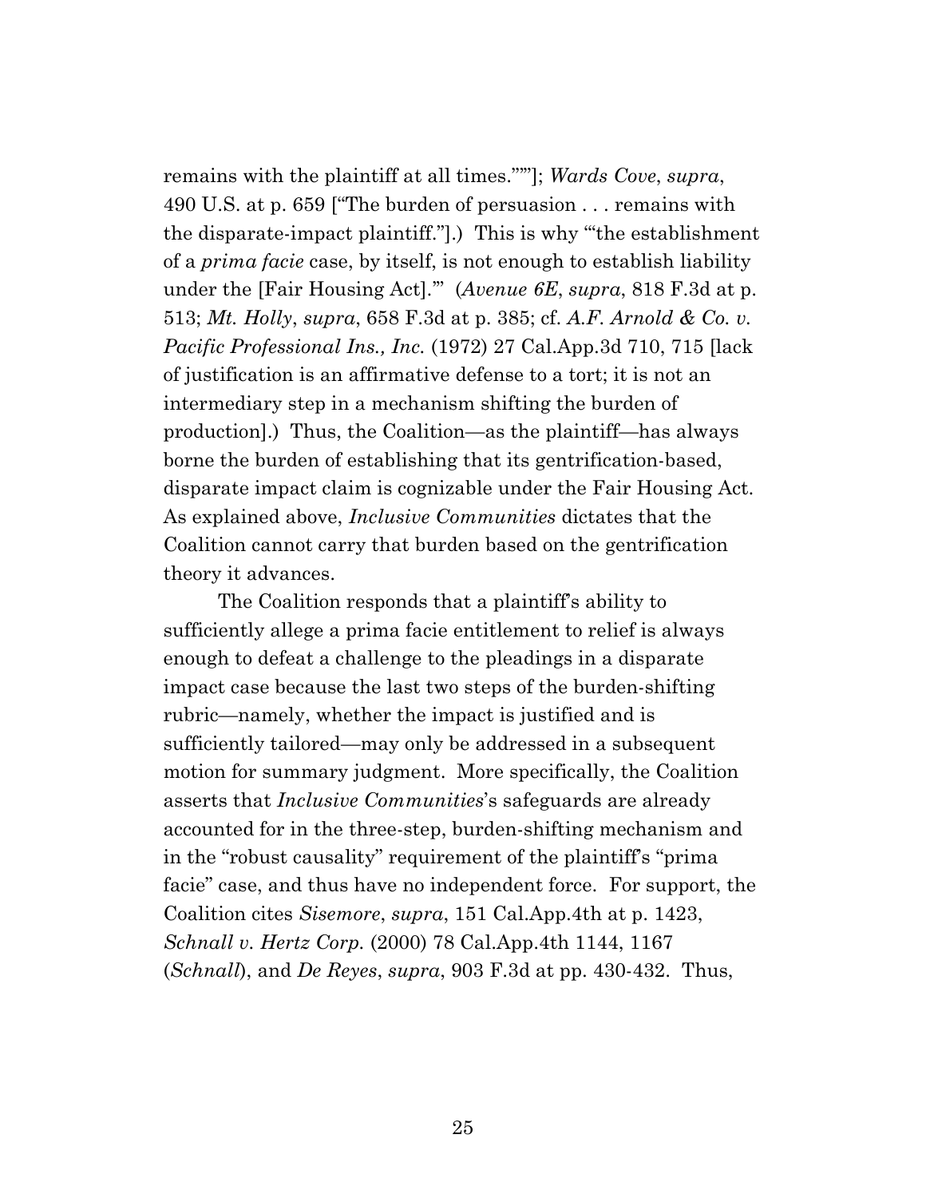remains with the plaintiff at all times.”’”]; *Wards Cove*, *supra*, 490 U.S. at p. 659 [“The burden of persuasion . . . remains with the disparate-impact plaintiff.”].) This is why “‘the establishment of a *prima facie* case, by itself, is not enough to establish liability under the [Fair Housing Act].’” (*Avenue 6E*, *supra*, 818 F.3d at p. 513; *Mt. Holly*, *supra*, 658 F.3d at p. 385; cf. *A.F. Arnold & Co. v. Pacific Professional Ins., Inc.* (1972) 27 Cal.App.3d 710, 715 [lack of justification is an affirmative defense to a tort; it is not an intermediary step in a mechanism shifting the burden of production].) Thus, the Coalition—as the plaintiff—has always borne the burden of establishing that its gentrification-based, disparate impact claim is cognizable under the Fair Housing Act. As explained above, *Inclusive Communities* dictates that the Coalition cannot carry that burden based on the gentrification theory it advances.

The Coalition responds that a plaintiff’s ability to sufficiently allege a prima facie entitlement to relief is always enough to defeat a challenge to the pleadings in a disparate impact case because the last two steps of the burden-shifting rubric—namely, whether the impact is justified and is sufficiently tailored—may only be addressed in a subsequent motion for summary judgment. More specifically, the Coalition asserts that *Inclusive Communities*’s safeguards are already accounted for in the three-step, burden-shifting mechanism and in the “robust causality” requirement of the plaintiff’s “prima facie” case, and thus have no independent force. For support, the Coalition cites *Sisemore*, *supra*, 151 Cal.App.4th at p. 1423, *Schnall v. Hertz Corp.* (2000) 78 Cal.App.4th 1144, 1167 (*Schnall*), and *De Reyes*, *supra*, 903 F.3d at pp. 430-432. Thus,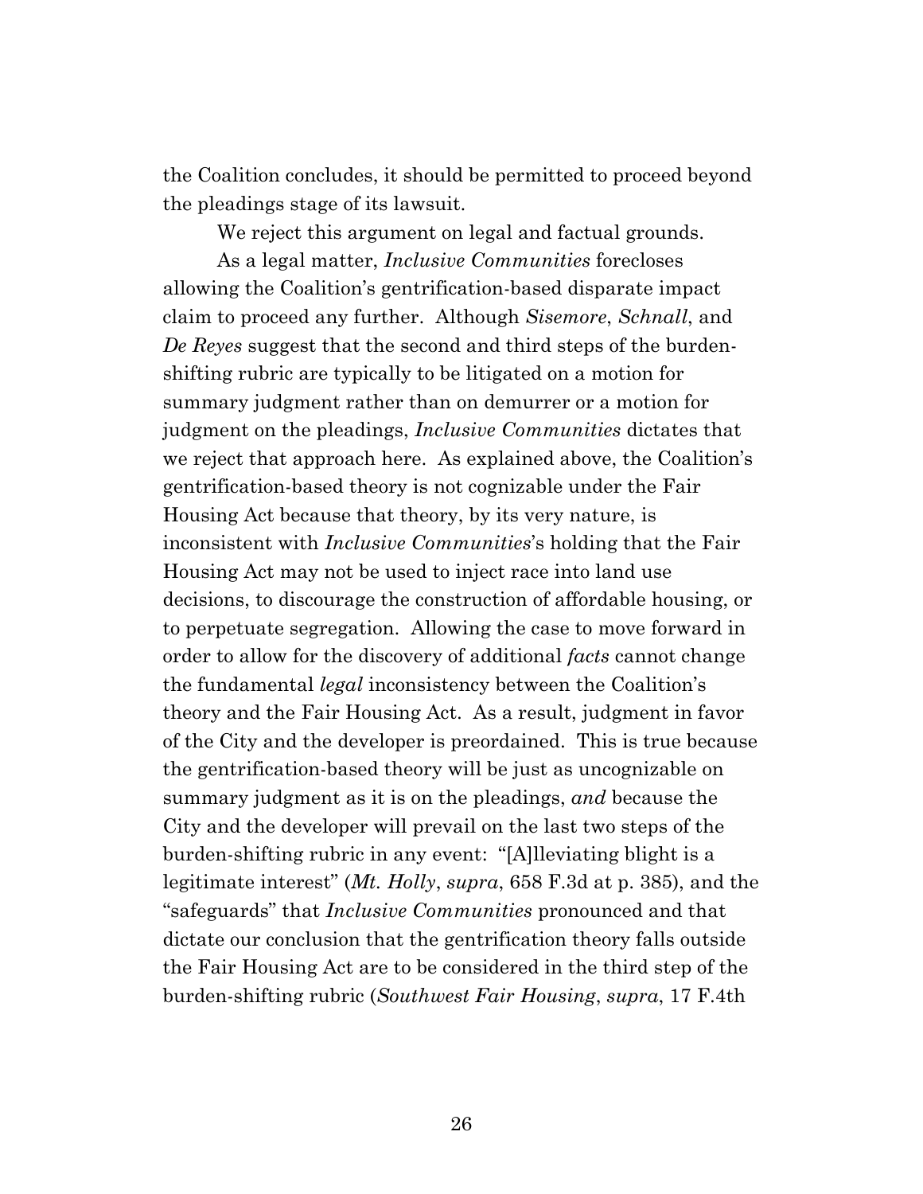the Coalition concludes, it should be permitted to proceed beyond the pleadings stage of its lawsuit.

We reject this argument on legal and factual grounds.

As a legal matter, *Inclusive Communities* forecloses allowing the Coalition's gentrification-based disparate impact claim to proceed any further. Although *Sisemore*, *Schnall*, and *De Reyes* suggest that the second and third steps of the burden-shifting rubric are typically to be litigated on a motion for summary judgment rather than on demurrer or a motion for judgment on the pleadings, *Inclusive Communities* dictates that we reject that approach here. As explained above, the Coalition's gentrification-based theory is not cognizable under the Fair Housing Act because that theory, by its very nature, is inconsistent with *Inclusive Communities*'s holding that the Fair Housing Act may not be used to inject race into land use decisions, to discourage the construction of affordable housing, or to perpetuate segregation. Allowing the case to move forward in order to allow for the discovery of additional *facts* cannot change the fundamental *legal* inconsistency between the Coalition's theory and the Fair Housing Act. As a result, judgment in favor of the City and the developer is preordained. This is true because the gentrification-based theory will be just as uncognizable on summary judgment as it is on the pleadings, *and* because the City and the developer will prevail on the last two steps of the burden-shifting rubric in any event: "[A]lleviating blight is a legitimate interest" (*Mt. Holly*, *supra*, 658 F.3d at p. 385), and the "safeguards" that *Inclusive Communities* pronounced and that dictate our conclusion that the gentrification theory falls outside the Fair Housing Act are to be considered in the third step of the burden-shifting rubric (*Southwest Fair Housing*, *supra*, 17 F.4th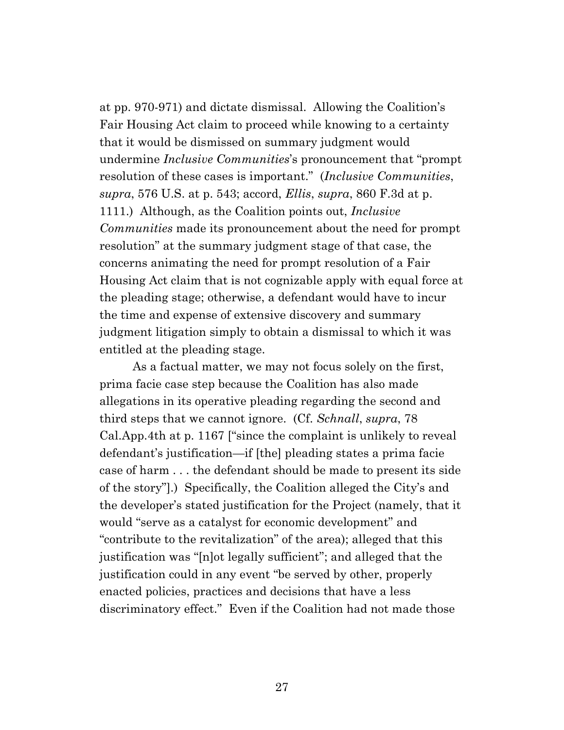at pp. 970-971) and dictate dismissal. Allowing the Coalition's Fair Housing Act claim to proceed while knowing to a certainty that it would be dismissed on summary judgment would undermine *Inclusive Communities*'s pronouncement that "prompt resolution of these cases is important." (*Inclusive Communities*, *supra*, 576 U.S. at p. 543; accord, *Ellis*, *supra*, 860 F.3d at p. 1111.) Although, as the Coalition points out, *Inclusive Communities* made its pronouncement about the need for prompt resolution" at the summary judgment stage of that case, the concerns animating the need for prompt resolution of a Fair Housing Act claim that is not cognizable apply with equal force at the pleading stage; otherwise, a defendant would have to incur the time and expense of extensive discovery and summary judgment litigation simply to obtain a dismissal to which it was entitled at the pleading stage.

As a factual matter, we may not focus solely on the first, prima facie case step because the Coalition has also made allegations in its operative pleading regarding the second and third steps that we cannot ignore. (Cf. *Schnall*, *supra*, 78 Cal.App.4th at p. 1167 ["since the complaint is unlikely to reveal defendant's justification—if [the] pleading states a prima facie case of harm . . . the defendant should be made to present its side of the story"].) Specifically, the Coalition alleged the City's and the developer's stated justification for the Project (namely, that it would "serve as a catalyst for economic development" and "contribute to the revitalization" of the area); alleged that this justification was "[n]ot legally sufficient"; and alleged that the justification could in any event "be served by other, properly enacted policies, practices and decisions that have a less discriminatory effect." Even if the Coalition had not made those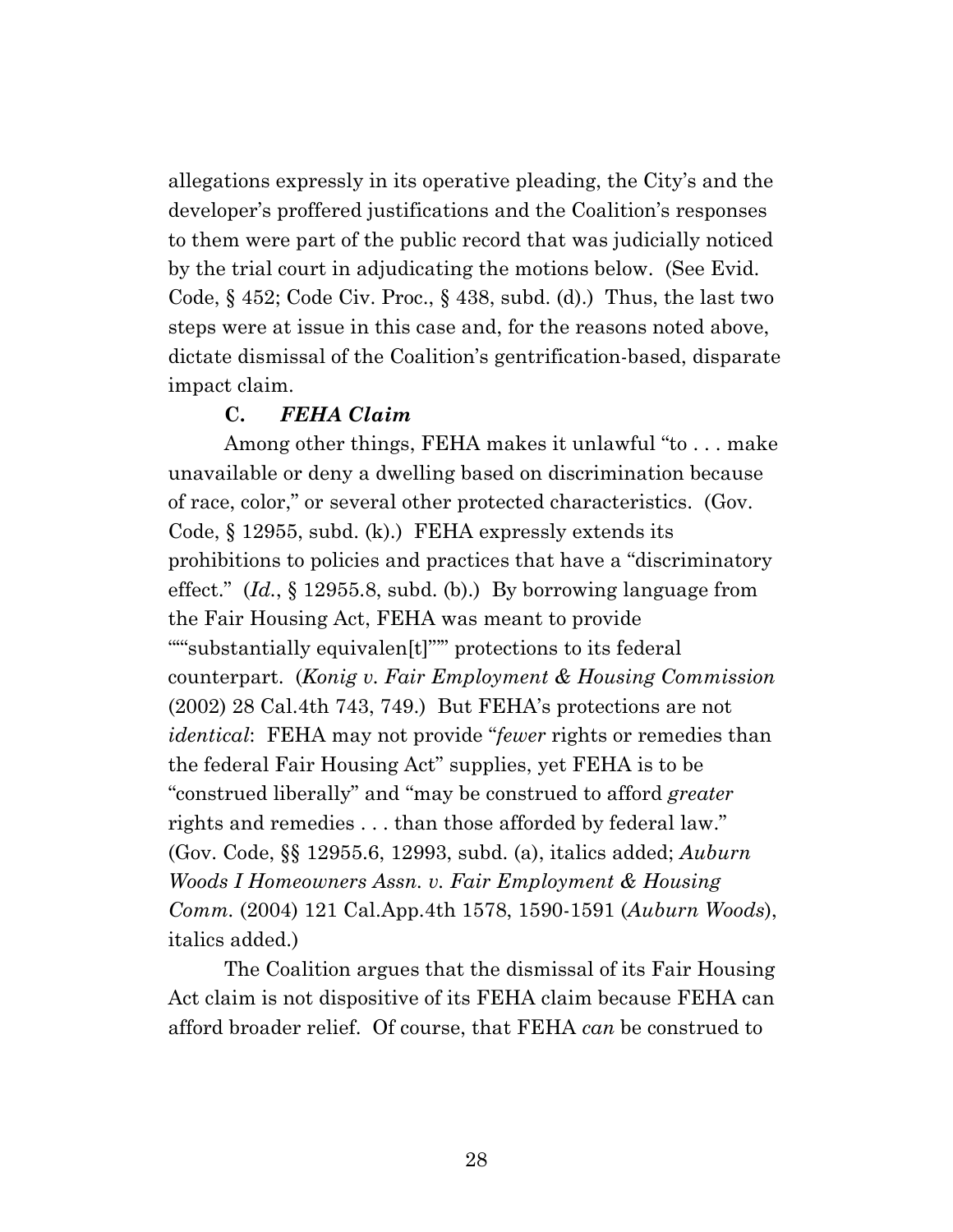allegations expressly in its operative pleading, the City's and the developer's proffered justifications and the Coalition's responses to them were part of the public record that was judicially noticed by the trial court in adjudicating the motions below. (See Evid. Code, § 452; Code Civ. Proc., § 438, subd. (d).) Thus, the last two steps were at issue in this case and, for the reasons noted above, dictate dismissal of the Coalition's gentrification-based, disparate impact claim.

### C. *FEHA Claim*

Among other things, FEHA makes it unlawful "to . . . make unavailable or deny a dwelling based on discrimination because of race, color," or several other protected characteristics. (Gov. Code, § 12955, subd. (k).) FEHA expressly extends its prohibitions to policies and practices that have a "discriminatory effect." (*Id.*, § 12955.8, subd. (b).) By borrowing language from the Fair Housing Act, FEHA was meant to provide """substantially equivalen[t]""" protections to its federal counterpart. (*Konig v. Fair Employment & Housing Commission* (2002) 28 Cal.4th 743, 749.) But FEHA's protections are not *identical*: FEHA may not provide "*fewer* rights or remedies than the federal Fair Housing Act" supplies, yet FEHA is to be "construed liberally" and "may be construed to afford *greater* rights and remedies . . . than those afforded by federal law." (Gov. Code, §§ 12955.6, 12993, subd. (a), italics added; *Auburn Woods I Homeowners Assn. v. Fair Employment & Housing Comm.* (2004) 121 Cal.App.4th 1578, 1590-1591 (*Auburn Woods*), italics added.)

The Coalition argues that the dismissal of its Fair Housing Act claim is not dispositive of its FEHA claim because FEHA can afford broader relief. Of course, that FEHA *can* be construed to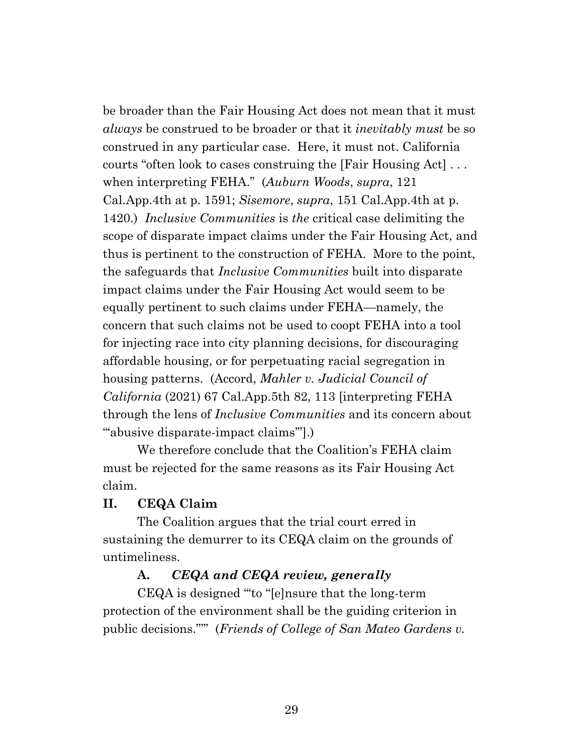be broader than the Fair Housing Act does not mean that it must *always* be construed to be broader or that it *inevitably must* be so construed in any particular case. Here, it must not. California courts "often look to cases construing the [Fair Housing Act] . . . when interpreting FEHA." (*Auburn Woods*, *supra*, 121 Cal.App.4th at p. 1591; *Sisemore*, *supra*, 151 Cal.App.4th at p. 1420.) *Inclusive Communities* is *the* critical case delimiting the scope of disparate impact claims under the Fair Housing Act, and thus is pertinent to the construction of FEHA. More to the point, the safeguards that *Inclusive Communities* built into disparate impact claims under the Fair Housing Act would seem to be equally pertinent to such claims under FEHA—namely, the concern that such claims not be used to coopt FEHA into a tool for injecting race into city planning decisions, for discouraging affordable housing, or for perpetuating racial segregation in housing patterns. (Accord, *Mahler v. Judicial Council of California* (2021) 67 Cal.App.5th 82, 113 [interpreting FEHA through the lens of *Inclusive Communities* and its concern about "'abusive disparate-impact claims'"].)

We therefore conclude that the Coalition's FEHA claim must be rejected for the same reasons as its Fair Housing Act claim.

## II. CEQA Claim

The Coalition argues that the trial court erred in sustaining the demurrer to its CEQA claim on the grounds of untimeliness.

### A. *CEQA and CEQA review, generally*

CEQA is designed "'to "[e]nsure that the long-term protection of the environment shall be the guiding criterion in public decisions."'" (*Friends of College of San Mateo Gardens v.*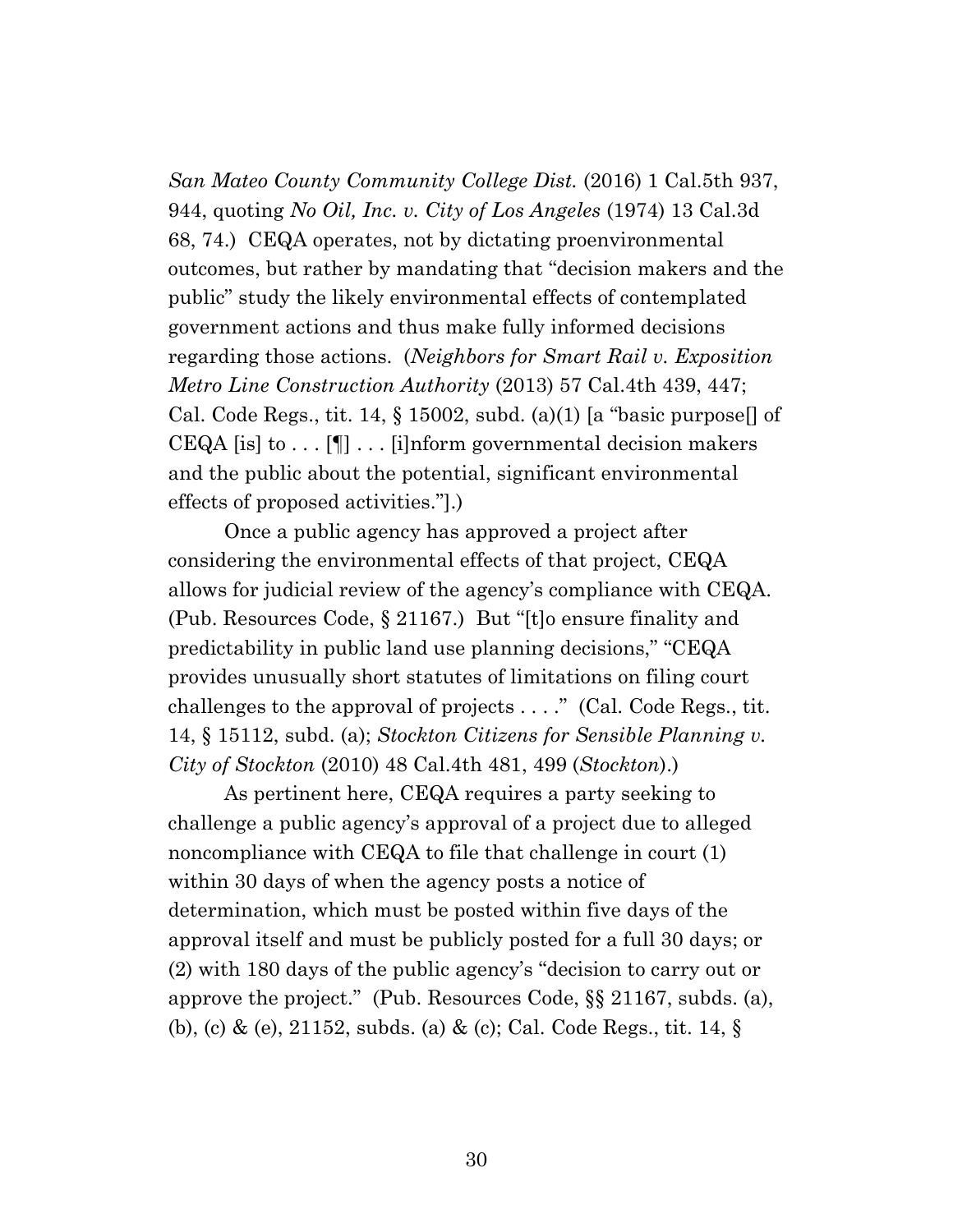*San Mateo County Community College Dist.* (2016) 1 Cal.5th 937, 944, quoting *No Oil, Inc. v. City of Los Angeles* (1974) 13 Cal.3d 68, 74.) CEQA operates, not by dictating proenvironmental outcomes, but rather by mandating that "decision makers and the public" study the likely environmental effects of contemplated government actions and thus make fully informed decisions regarding those actions. (*Neighbors for Smart Rail v. Exposition Metro Line Construction Authority* (2013) 57 Cal.4th 439, 447; Cal. Code Regs., tit. 14, § 15002, subd. (a)(1) [a "basic purpose[] of CEQA [is] to . . . [¶] . . . [i]nform governmental decision makers and the public about the potential, significant environmental effects of proposed activities."].)

Once a public agency has approved a project after considering the environmental effects of that project, CEQA allows for judicial review of the agency's compliance with CEQA. (Pub. Resources Code, § 21167.) But "[t]o ensure finality and predictability in public land use planning decisions," "CEQA provides unusually short statutes of limitations on filing court challenges to the approval of projects . . . ." (Cal. Code Regs., tit. 14, § 15112, subd. (a); *Stockton Citizens for Sensible Planning v. City of Stockton* (2010) 48 Cal.4th 481, 499 (*Stockton*).)

As pertinent here, CEQA requires a party seeking to challenge a public agency's approval of a project due to alleged noncompliance with CEQA to file that challenge in court (1) within 30 days of when the agency posts a notice of determination, which must be posted within five days of the approval itself and must be publicly posted for a full 30 days; or (2) with 180 days of the public agency's "decision to carry out or approve the project." (Pub. Resources Code, §§ 21167, subds. (a), (b), (c) & (e), 21152, subds. (a) & (c); Cal. Code Regs., tit. 14, §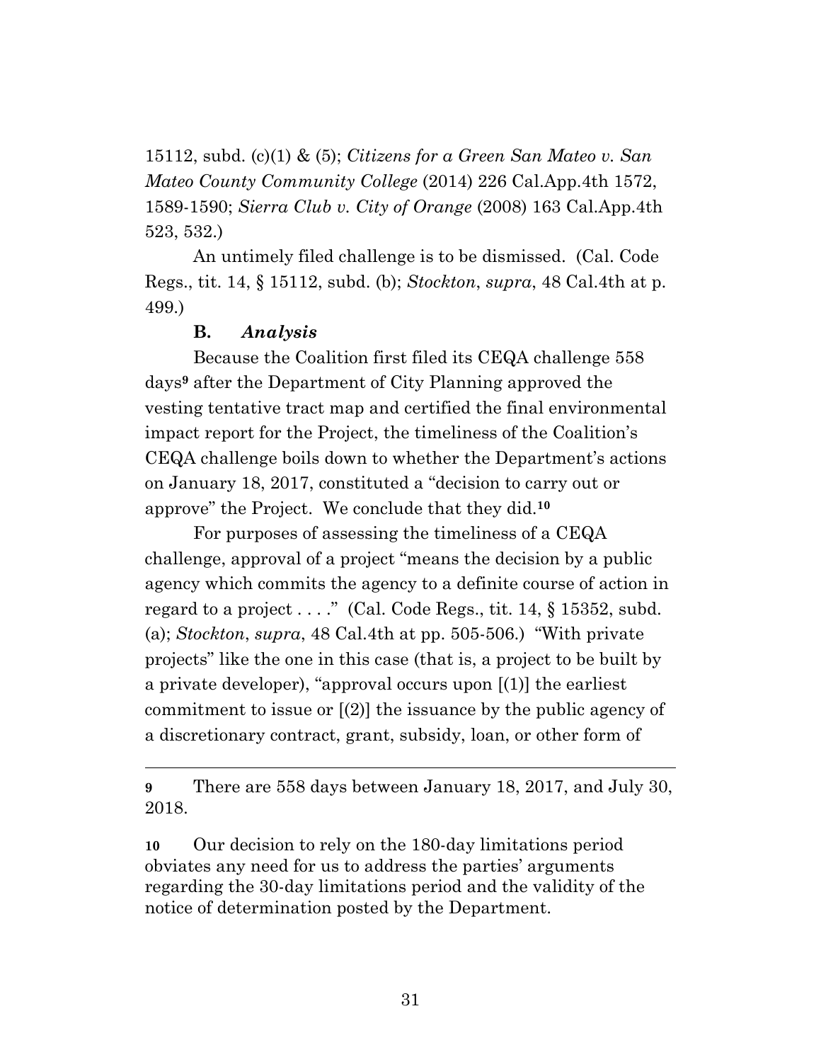15112, subd. (c)(1) & (5); *Citizens for a Green San Mateo v. San Mateo County Community College* (2014) 226 Cal.App.4th 1572, 1589-1590; *Sierra Club v. City of Orange* (2008) 163 Cal.App.4th 523, 532.)

An untimely filed challenge is to be dismissed. (Cal. Code Regs., tit. 14, § 15112, subd. (b); *Stockton*, *supra*, 48 Cal.4th at p. 499.)

**B. *Analysis***

Because the Coalition first filed its CEQA challenge 558 days[9] after the Department of City Planning approved the vesting tentative tract map and certified the final environmental impact report for the Project, the timeliness of the Coalition's CEQA challenge boils down to whether the Department's actions on January 18, 2017, constituted a "decision to carry out or approve" the Project. We conclude that they did.[10]

For purposes of assessing the timeliness of a CEQA challenge, approval of a project "means the decision by a public agency which commits the agency to a definite course of action in regard to a project . . . ." (Cal. Code Regs., tit. 14, § 15352, subd. (a); *Stockton*, *supra*, 48 Cal.4th at pp. 505-506.) "With private projects" like the one in this case (that is, a project to be built by a private developer), "approval occurs upon [(1)] the earliest commitment to issue or [(2)] the issuance by the public agency of a discretionary contract, grant, subsidy, loan, or other form of

---

**9** There are 558 days between January 18, 2017, and July 30, 2018.

**10** Our decision to rely on the 180-day limitations period obviates any need for us to address the parties' arguments regarding the 30-day limitations period and the validity of the notice of determination posted by the Department.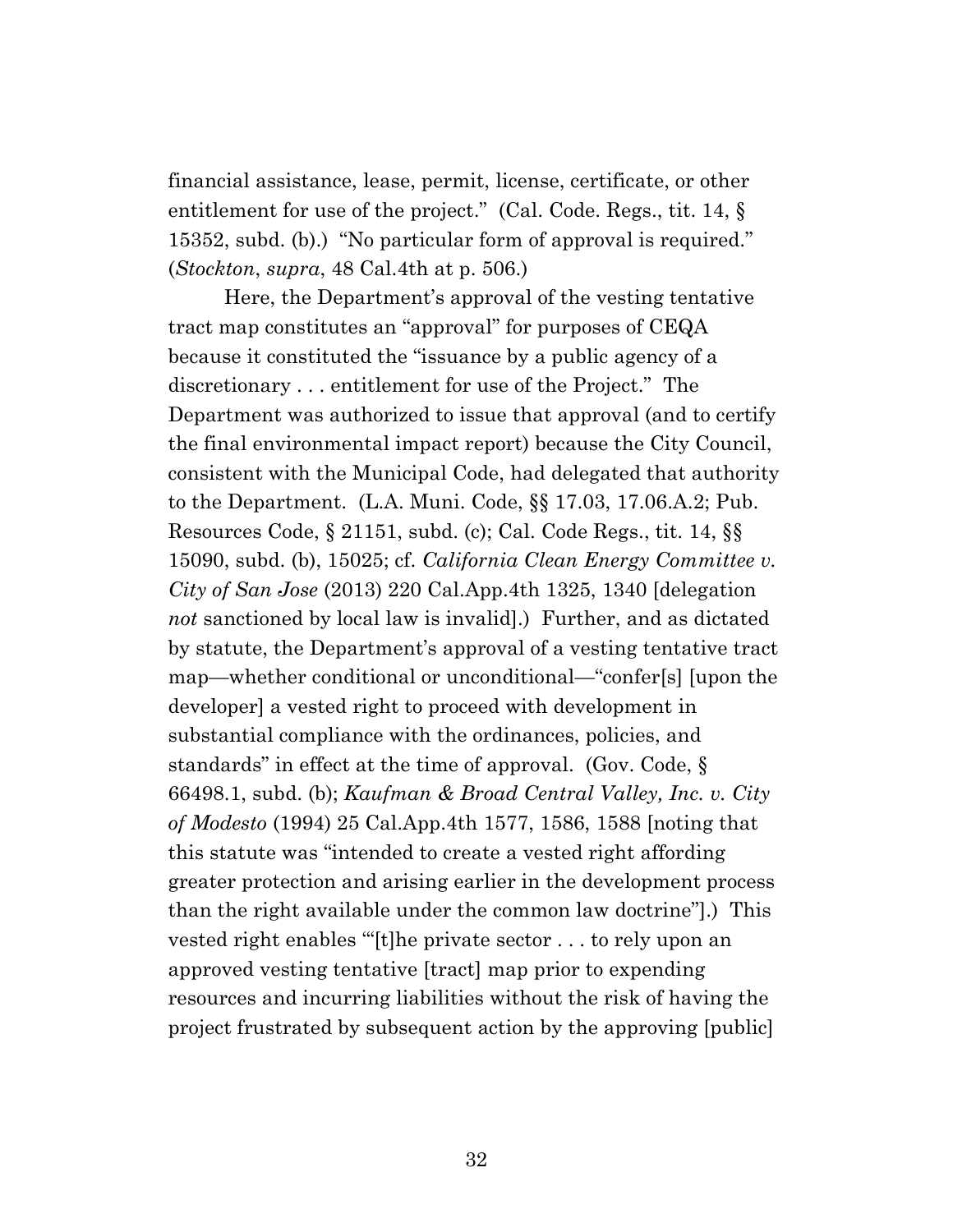financial assistance, lease, permit, license, certificate, or other entitlement for use of the project." (Cal. Code. Regs., tit. 14, § 15352, subd. (b).) "No particular form of approval is required." (*Stockton*, *supra*, 48 Cal.4th at p. 506.)

Here, the Department's approval of the vesting tentative tract map constitutes an "approval" for purposes of CEQA because it constituted the "issuance by a public agency of a discretionary . . . entitlement for use of the Project." The Department was authorized to issue that approval (and to certify the final environmental impact report) because the City Council, consistent with the Municipal Code, had delegated that authority to the Department. (L.A. Muni. Code, §§ 17.03, 17.06.A.2; Pub. Resources Code, § 21151, subd. (c); Cal. Code Regs., tit. 14, §§ 15090, subd. (b), 15025; cf. *California Clean Energy Committee v. City of San Jose* (2013) 220 Cal.App.4th 1325, 1340 [delegation *not* sanctioned by local law is invalid].) Further, and as dictated by statute, the Department's approval of a vesting tentative tract map—whether conditional or unconditional—"confer[s] [upon the developer] a vested right to proceed with development in substantial compliance with the ordinances, policies, and standards" in effect at the time of approval. (Gov. Code, § 66498.1, subd. (b); *Kaufman & Broad Central Valley, Inc. v. City of Modesto* (1994) 25 Cal.App.4th 1577, 1586, 1588 [noting that this statute was "intended to create a vested right affording greater protection and arising earlier in the development process than the right available under the common law doctrine"].) This vested right enables "'[t]he private sector . . . to rely upon an approved vesting tentative [tract] map prior to expending resources and incurring liabilities without the risk of having the project frustrated by subsequent action by the approving [public]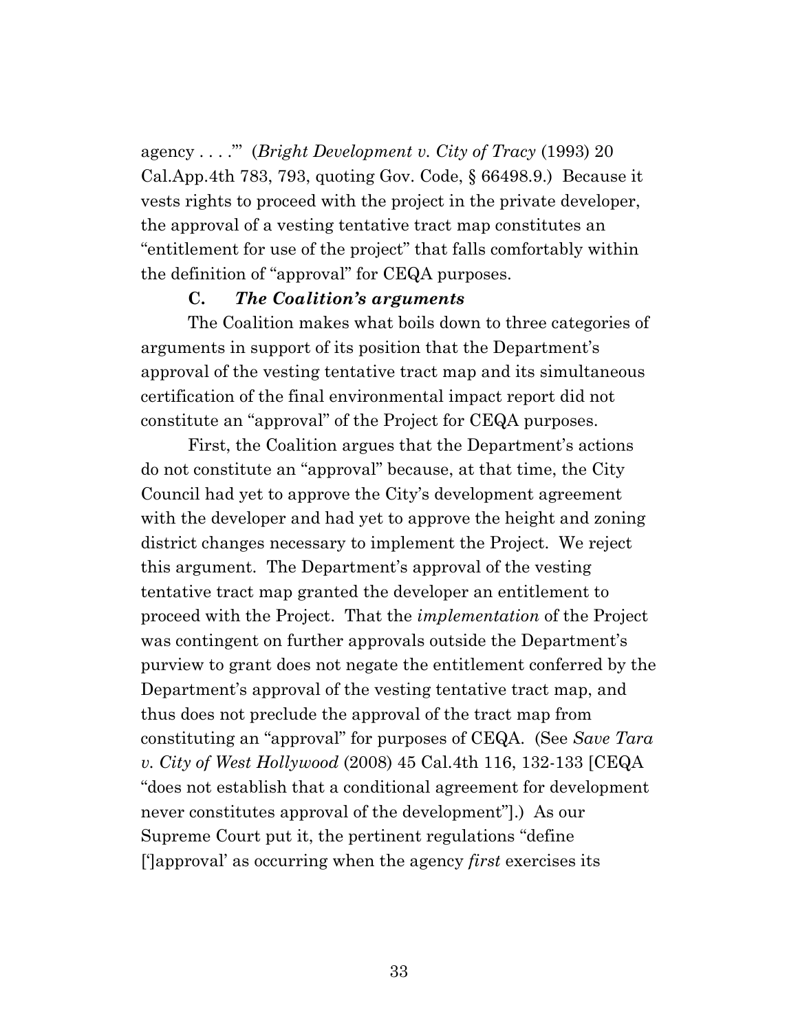agency . . . .'" (*Bright Development v. City of Tracy* (1993) 20 Cal.App.4th 783, 793, quoting Gov. Code, § 66498.9.) Because it vests rights to proceed with the project in the private developer, the approval of a vesting tentative tract map constitutes an "entitlement for use of the project" that falls comfortably within the definition of "approval" for CEQA purposes.

### C. *The Coalition's arguments*

The Coalition makes what boils down to three categories of arguments in support of its position that the Department's approval of the vesting tentative tract map and its simultaneous certification of the final environmental impact report did not constitute an "approval" of the Project for CEQA purposes.

First, the Coalition argues that the Department's actions do not constitute an "approval" because, at that time, the City Council had yet to approve the City's development agreement with the developer and had yet to approve the height and zoning district changes necessary to implement the Project. We reject this argument. The Department's approval of the vesting tentative tract map granted the developer an entitlement to proceed with the Project. That the *implementation* of the Project was contingent on further approvals outside the Department's purview to grant does not negate the entitlement conferred by the Department's approval of the vesting tentative tract map, and thus does not preclude the approval of the tract map from constituting an "approval" for purposes of CEQA. (See *Save Tara v. City of West Hollywood* (2008) 45 Cal.4th 116, 132-133 [CEQA "does not establish that a conditional agreement for development never constitutes approval of the development"].) As our Supreme Court put it, the pertinent regulations "define [']approval' as occurring when the agency *first* exercises its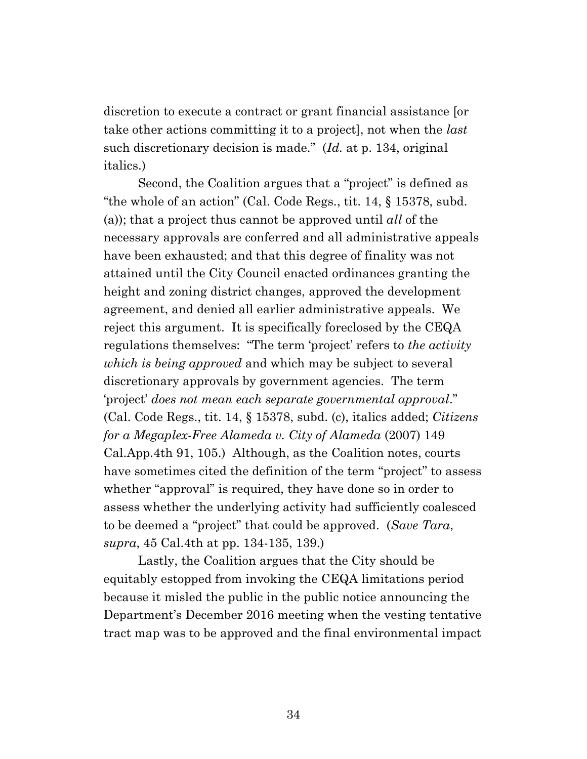discretion to execute a contract or grant financial assistance [or take other actions committing it to a project], not when the *last* such discretionary decision is made." (*Id.* at p. 134, original italics.)

Second, the Coalition argues that a "project" is defined as "the whole of an action" (Cal. Code Regs., tit. 14, § 15378, subd. (a)); that a project thus cannot be approved until *all* of the necessary approvals are conferred and all administrative appeals have been exhausted; and that this degree of finality was not attained until the City Council enacted ordinances granting the height and zoning district changes, approved the development agreement, and denied all earlier administrative appeals. We reject this argument. It is specifically foreclosed by the CEQA regulations themselves: "The term 'project' refers to *the activity which is being approved* and which may be subject to several discretionary approvals by government agencies. The term 'project' *does not mean each separate governmental approval*." (Cal. Code Regs., tit. 14, § 15378, subd. (c), italics added; *Citizens for a Megaplex-Free Alameda v. City of Alameda* (2007) 149 Cal.App.4th 91, 105.) Although, as the Coalition notes, courts have sometimes cited the definition of the term "project" to assess whether "approval" is required, they have done so in order to assess whether the underlying activity had sufficiently coalesced to be deemed a "project" that could be approved. (*Save Tara*, *supra*, 45 Cal.4th at pp. 134-135, 139.)

Lastly, the Coalition argues that the City should be equitably estopped from invoking the CEQA limitations period because it misled the public in the public notice announcing the Department's December 2016 meeting when the vesting tentative tract map was to be approved and the final environmental impact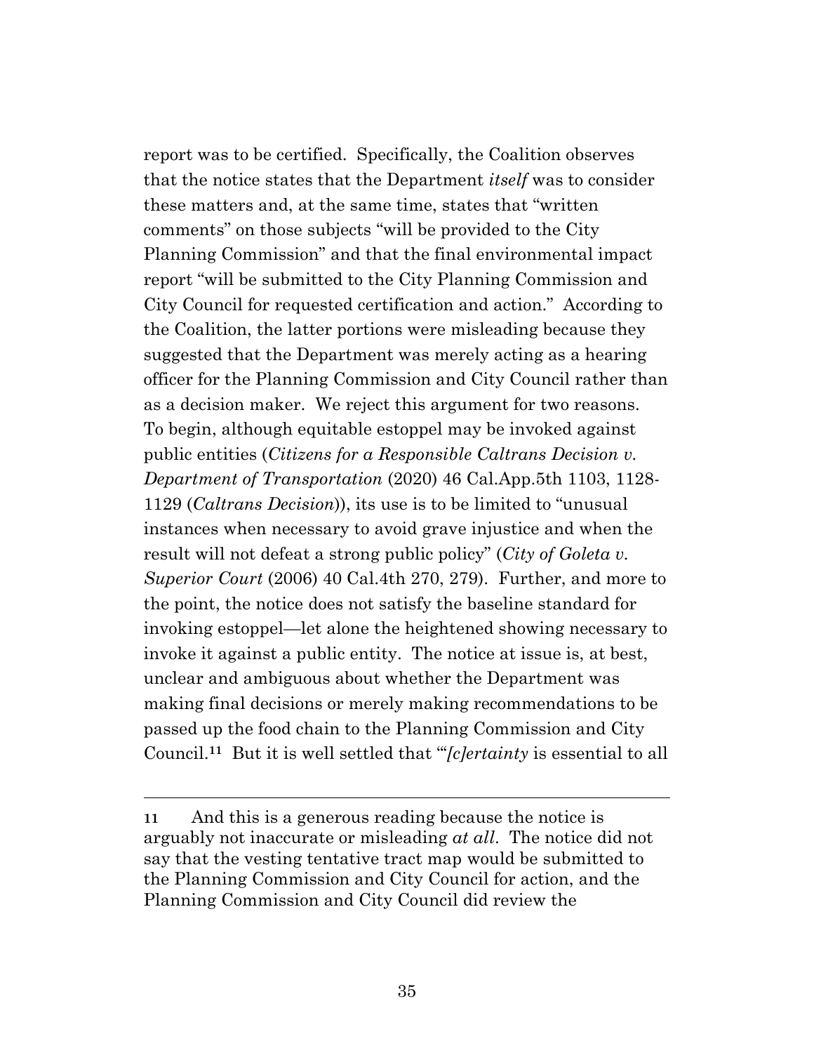report was to be certified. Specifically, the Coalition observes that the notice states that the Department *itself* was to consider these matters and, at the same time, states that "written comments" on those subjects "will be provided to the City Planning Commission" and that the final environmental impact report "will be submitted to the City Planning Commission and City Council for requested certification and action." According to the Coalition, the latter portions were misleading because they suggested that the Department was merely acting as a hearing officer for the Planning Commission and City Council rather than as a decision maker. We reject this argument for two reasons. To begin, although equitable estoppel may be invoked against public entities (*Citizens for a Responsible Caltrans Decision v. Department of Transportation* (2020) 46 Cal.App.5th 1103, 1128-1129 (*Caltrans Decision*)), its use is to be limited to "unusual instances when necessary to avoid grave injustice and when the result will not defeat a strong public policy" (*City of Goleta v. Superior Court* (2006) 40 Cal.4th 270, 279). Further, and more to the point, the notice does not satisfy the baseline standard for invoking estoppel—let alone the heightened showing necessary to invoke it against a public entity. The notice at issue is, at best, unclear and ambiguous about whether the Department was making final decisions or merely making recommendations to be passed up the food chain to the Planning Commission and City Council.[11] But it is well settled that "'*[c]ertainty* is essential to all

---

[11] And this is a generous reading because the notice is arguably not inaccurate or misleading *at all*. The notice did not say that the vesting tentative tract map would be submitted to the Planning Commission and City Council for action, and the Planning Commission and City Council did review the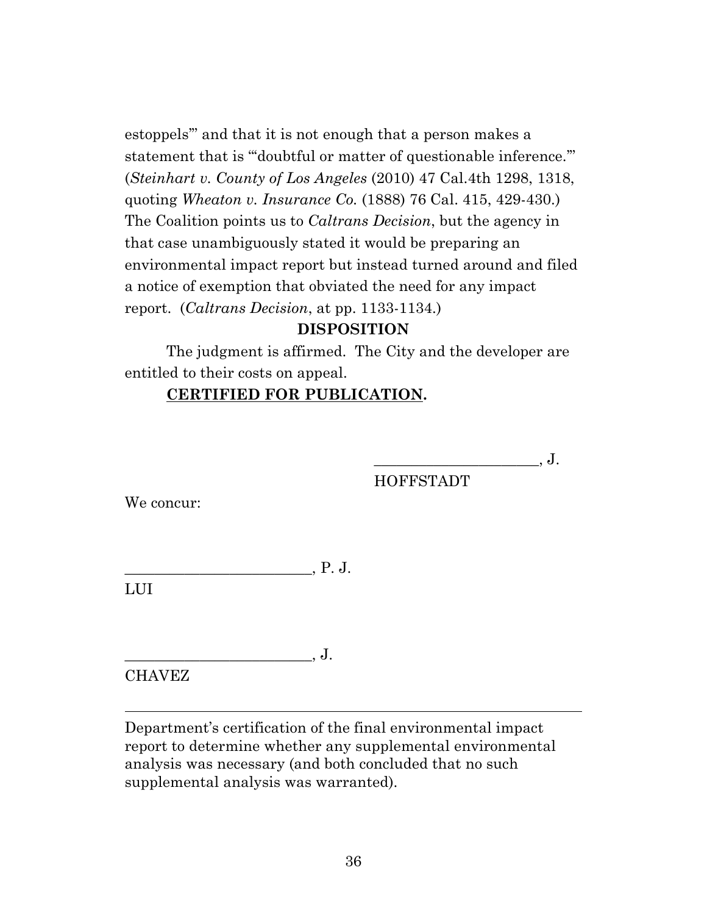estoppels'" and that it is not enough that a person makes a statement that is "'doubtful or matter of questionable inference.'" (*Steinhart v. County of Los Angeles* (2010) 47 Cal.4th 1298, 1318, quoting *Wheaton v. Insurance Co.* (1888) 76 Cal. 415, 429-430.) The Coalition points us to *Caltrans Decision*, but the agency in that case unambiguously stated it would be preparing an environmental impact report but instead turned around and filed a notice of exemption that obviated the need for any impact report. (*Caltrans Decision*, at pp. 1133-1134.)

**DISPOSITION**

The judgment is affirmed. The City and the developer are entitled to their costs on appeal.

**CERTIFIED FOR PUBLICATION.**

______________________, J.
HOFFSTADT

We concur:

_________________________, P. J.
LUI

_________________________, J.
CHAVEZ

---

Department's certification of the final environmental impact report to determine whether any supplemental environmental analysis was necessary (and both concluded that no such supplemental analysis was warranted).